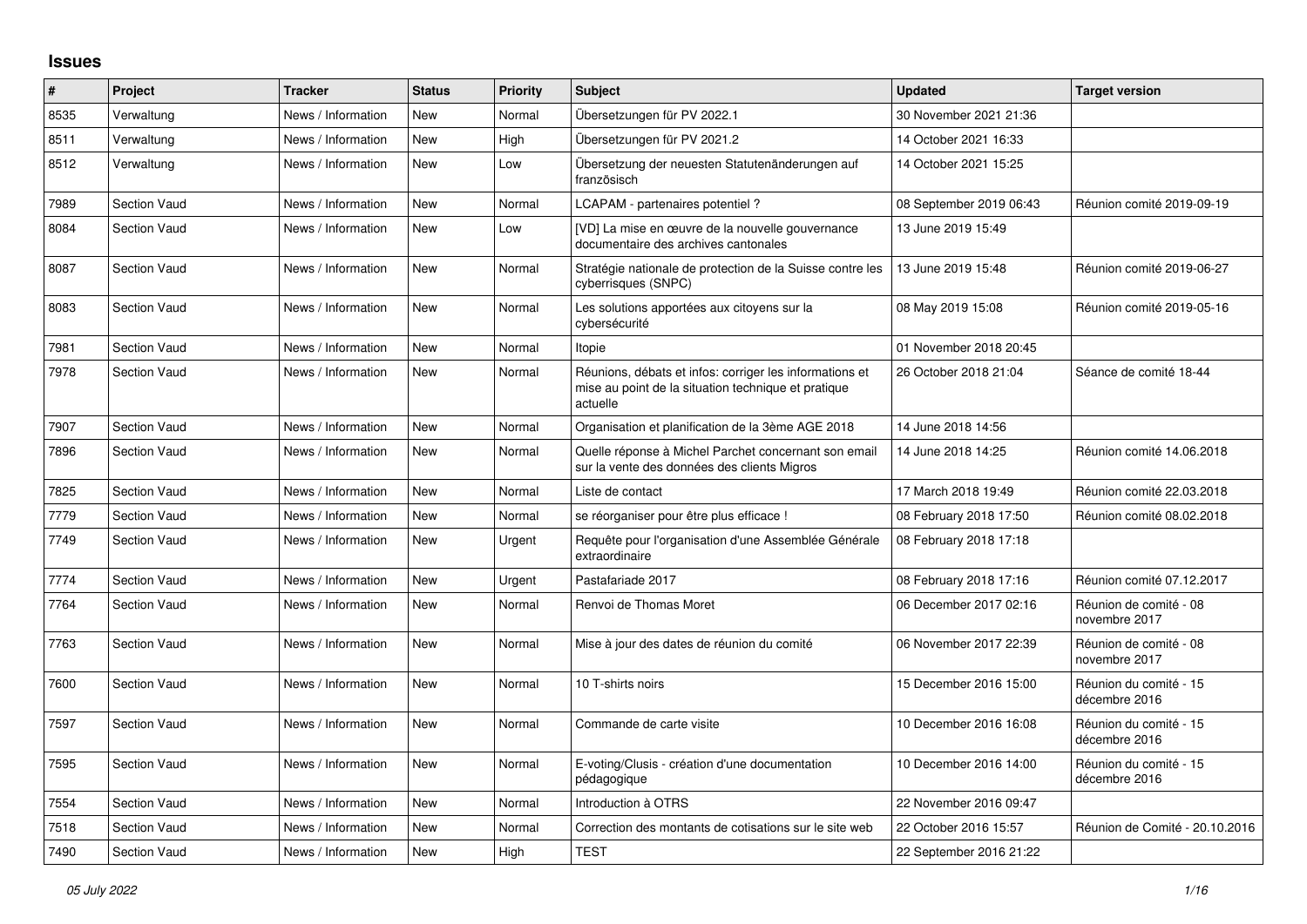## Issues

| # | Project | Tracker | Status | Priority | Subject | Updated | Target version |
|---|---|---|---|---|---|---|---|
| 8535 | Verwaltung | News / Information | New | Normal | Übersetzungen für PV 2022.1 | 30 November 2021 21:36 | |
| 8511 | Verwaltung | News / Information | New | High | Übersetzungen für PV 2021.2 | 14 October 2021 16:33 | |
| 8512 | Verwaltung | News / Information | New | Low | Übersetzung der neuesten Statutenänderungen auf französisch | 14 October 2021 15:25 | |
| 7989 | Section Vaud | News / Information | New | Normal | LCAPAM - partenaires potentiel ? | 08 September 2019 06:43 | Réunion comité 2019-09-19 |
| 8084 | Section Vaud | News / Information | New | Low | [VD] La mise en œuvre de la nouvelle gouvernance documentaire des archives cantonales | 13 June 2019 15:49 | |
| 8087 | Section Vaud | News / Information | New | Normal | Stratégie nationale de protection de la Suisse contre les cyberrisques (SNPC) | 13 June 2019 15:48 | Réunion comité 2019-06-27 |
| 8083 | Section Vaud | News / Information | New | Normal | Les solutions apportées aux citoyens sur la cybersécurité | 08 May 2019 15:08 | Réunion comité 2019-05-16 |
| 7981 | Section Vaud | News / Information | New | Normal | Itopie | 01 November 2018 20:45 | |
| 7978 | Section Vaud | News / Information | New | Normal | Réunions, débats et infos: corriger les informations et mise au point de la situation technique et pratique actuelle | 26 October 2018 21:04 | Séance de comité 18-44 |
| 7907 | Section Vaud | News / Information | New | Normal | Organisation et planification de la 3ème AGE 2018 | 14 June 2018 14:56 | |
| 7896 | Section Vaud | News / Information | New | Normal | Quelle réponse à Michel Parchet concernant son email sur la vente des données des clients Migros | 14 June 2018 14:25 | Réunion comité 14.06.2018 |
| 7825 | Section Vaud | News / Information | New | Normal | Liste de contact | 17 March 2018 19:49 | Réunion comité 22.03.2018 |
| 7779 | Section Vaud | News / Information | New | Normal | se réorganiser pour être plus efficace ! | 08 February 2018 17:50 | Réunion comité 08.02.2018 |
| 7749 | Section Vaud | News / Information | New | Urgent | Requête pour l'organisation d'une Assemblée Générale extraordinaire | 08 February 2018 17:18 | |
| 7774 | Section Vaud | News / Information | New | Urgent | Pastafariade 2017 | 08 February 2018 17:16 | Réunion comité 07.12.2017 |
| 7764 | Section Vaud | News / Information | New | Normal | Renvoi de Thomas Moret | 06 December 2017 02:16 | Réunion de comité - 08 novembre 2017 |
| 7763 | Section Vaud | News / Information | New | Normal | Mise à jour des dates de réunion du comité | 06 November 2017 22:39 | Réunion de comité - 08 novembre 2017 |
| 7600 | Section Vaud | News / Information | New | Normal | 10 T-shirts noirs | 15 December 2016 15:00 | Réunion du comité - 15 décembre 2016 |
| 7597 | Section Vaud | News / Information | New | Normal | Commande de carte visite | 10 December 2016 16:08 | Réunion du comité - 15 décembre 2016 |
| 7595 | Section Vaud | News / Information | New | Normal | E-voting/Clusis - création d'une documentation pédagogique | 10 December 2016 14:00 | Réunion du comité - 15 décembre 2016 |
| 7554 | Section Vaud | News / Information | New | Normal | Introduction à OTRS | 22 November 2016 09:47 | |
| 7518 | Section Vaud | News / Information | New | Normal | Correction des montants de cotisations sur le site web | 22 October 2016 15:57 | Réunion de Comité - 20.10.2016 |
| 7490 | Section Vaud | News / Information | New | High | TEST | 22 September 2016 21:22 | |

*05 July 2022*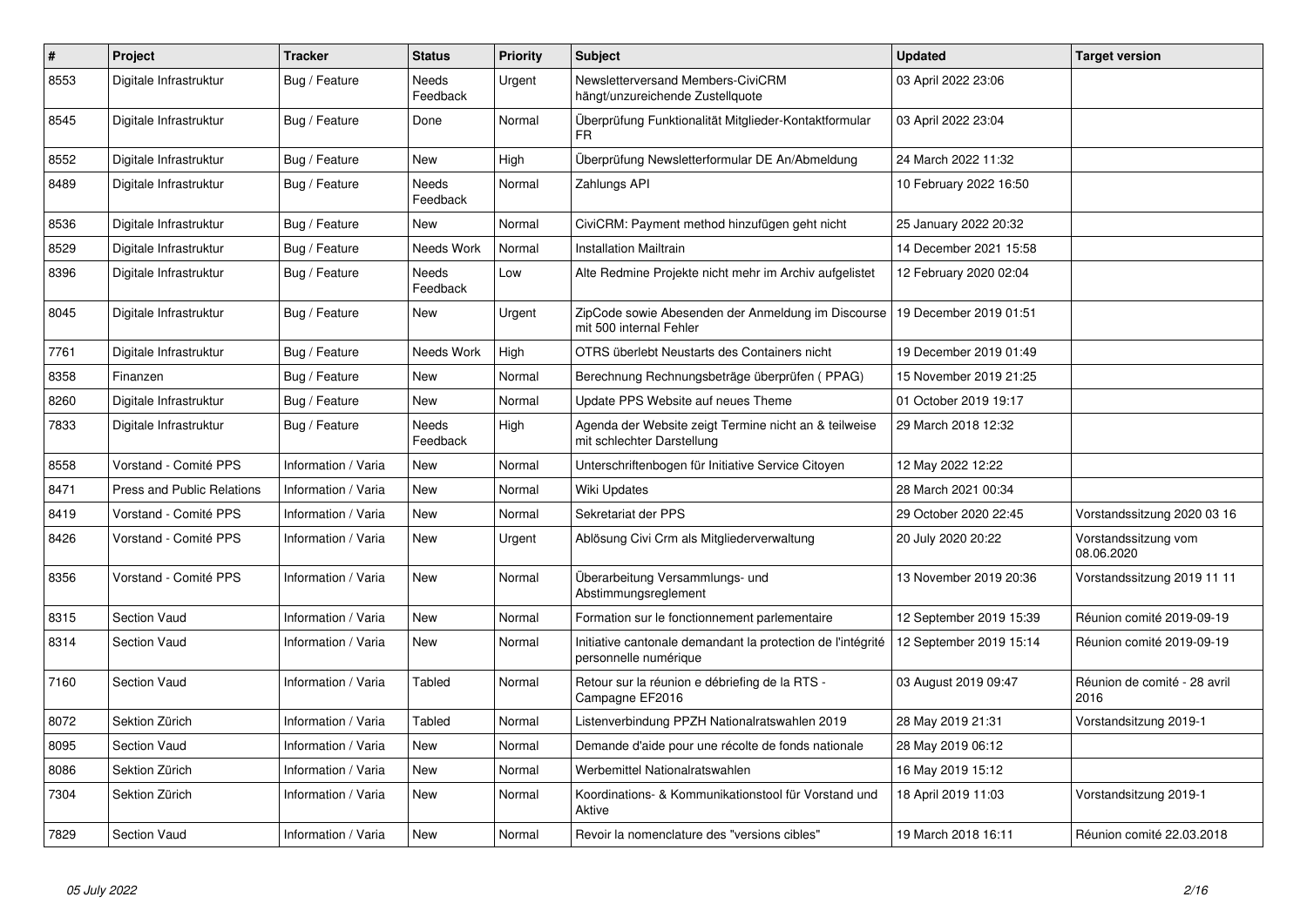| # | Project | Tracker | Status | Priority | Subject | Updated | Target version |
|---|---|---|---|---|---|---|---|
| 8553 | Digitale Infrastruktur | Bug / Feature | Needs Feedback | Urgent | Newsletterversand Members-CiviCRM hängt/unzureichende Zustellquote | 03 April 2022 23:06 | |
| 8545 | Digitale Infrastruktur | Bug / Feature | Done | Normal | Überprüfung Funktionalität Mitglieder-Kontaktformular FR | 03 April 2022 23:04 | |
| 8552 | Digitale Infrastruktur | Bug / Feature | New | High | Überprüfung Newsletterformular DE An/Abmeldung | 24 March 2022 11:32 | |
| 8489 | Digitale Infrastruktur | Bug / Feature | Needs Feedback | Normal | Zahlungs API | 10 February 2022 16:50 | |
| 8536 | Digitale Infrastruktur | Bug / Feature | New | Normal | CiviCRM: Payment method hinzufügen geht nicht | 25 January 2022 20:32 | |
| 8529 | Digitale Infrastruktur | Bug / Feature | Needs Work | Normal | Installation Mailtrain | 14 December 2021 15:58 | |
| 8396 | Digitale Infrastruktur | Bug / Feature | Needs Feedback | Low | Alte Redmine Projekte nicht mehr im Archiv aufgelistet | 12 February 2020 02:04 | |
| 8045 | Digitale Infrastruktur | Bug / Feature | New | Urgent | ZipCode sowie Abesenden der Anmeldung im Discourse mit 500 internal Fehler | 19 December 2019 01:51 | |
| 7761 | Digitale Infrastruktur | Bug / Feature | Needs Work | High | OTRS überlebt Neustarts des Containers nicht | 19 December 2019 01:49 | |
| 8358 | Finanzen | Bug / Feature | New | Normal | Berechnung Rechnungsbeträge überprüfen ( PPAG) | 15 November 2019 21:25 | |
| 8260 | Digitale Infrastruktur | Bug / Feature | New | Normal | Update PPS Website auf neues Theme | 01 October 2019 19:17 | |
| 7833 | Digitale Infrastruktur | Bug / Feature | Needs Feedback | High | Agenda der Website zeigt Termine nicht an & teilweise mit schlechter Darstellung | 29 March 2018 12:32 | |
| 8558 | Vorstand - Comité PPS | Information / Varia | New | Normal | Unterschriftenbogen für Initiative Service Citoyen | 12 May 2022 12:22 | |
| 8471 | Press and Public Relations | Information / Varia | New | Normal | Wiki Updates | 28 March 2021 00:34 | |
| 8419 | Vorstand - Comité PPS | Information / Varia | New | Normal | Sekretariat der PPS | 29 October 2020 22:45 | Vorstandssitzung 2020 03 16 |
| 8426 | Vorstand - Comité PPS | Information / Varia | New | Urgent | Ablösung Civi Crm als Mitgliederverwaltung | 20 July 2020 20:22 | Vorstandssitzung vom 08.06.2020 |
| 8356 | Vorstand - Comité PPS | Information / Varia | New | Normal | Überarbeitung Versammlungs- und Abstimmungsreglement | 13 November 2019 20:36 | Vorstandssitzung 2019 11 11 |
| 8315 | Section Vaud | Information / Varia | New | Normal | Formation sur le fonctionnement parlementaire | 12 September 2019 15:39 | Réunion comité 2019-09-19 |
| 8314 | Section Vaud | Information / Varia | New | Normal | Initiative cantonale demandant la protection de l'intégrité personnelle numérique | 12 September 2019 15:14 | Réunion comité 2019-09-19 |
| 7160 | Section Vaud | Information / Varia | Tabled | Normal | Retour sur la réunion e débriefing de la RTS - Campagne EF2016 | 03 August 2019 09:47 | Réunion de comité - 28 avril 2016 |
| 8072 | Sektion Zürich | Information / Varia | Tabled | Normal | Listenverbindung PPZH Nationalratswahlen 2019 | 28 May 2019 21:31 | Vorstandsitzung 2019-1 |
| 8095 | Section Vaud | Information / Varia | New | Normal | Demande d'aide pour une récolte de fonds nationale | 28 May 2019 06:12 | |
| 8086 | Sektion Zürich | Information / Varia | New | Normal | Werbemittel Nationalratswahlen | 16 May 2019 15:12 | |
| 7304 | Sektion Zürich | Information / Varia | New | Normal | Koordinations- & Kommunikationstool für Vorstand und Aktive | 18 April 2019 11:03 | Vorstandsitzung 2019-1 |
| 7829 | Section Vaud | Information / Varia | New | Normal | Revoir la nomenclature des "versions cibles" | 19 March 2018 16:11 | Réunion comité 22.03.2018 |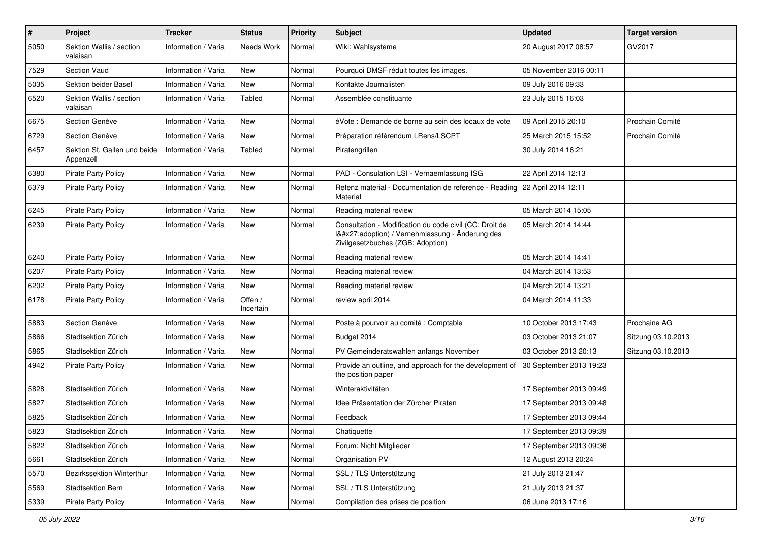| # | Project | Tracker | Status | Priority | Subject | Updated | Target version |
|---|---|---|---|---|---|---|---|
| 5050 | Sektion Wallis / section valaisan | Information / Varia | Needs Work | Normal | Wiki: Wahlsysteme | 20 August 2017 08:57 | GV2017 |
| 7529 | Section Vaud | Information / Varia | New | Normal | Pourquoi DMSF réduit toutes les images. | 05 November 2016 00:11 | |
| 5035 | Sektion beider Basel | Information / Varia | New | Normal | Kontakte Journalisten | 09 July 2016 09:33 | |
| 6520 | Sektion Wallis / section valaisan | Information / Varia | Tabled | Normal | Assemblée constituante | 23 July 2015 16:03 | |
| 6675 | Section Genève | Information / Varia | New | Normal | éVote : Demande de borne au sein des locaux de vote | 09 April 2015 20:10 | Prochain Comité |
| 6729 | Section Genève | Information / Varia | New | Normal | Préparation référendum LRens/LSCPT | 25 March 2015 15:52 | Prochain Comité |
| 6457 | Sektion St. Gallen und beide Appenzell | Information / Varia | Tabled | Normal | Piratengrillen | 30 July 2014 16:21 | |
| 6380 | Pirate Party Policy | Information / Varia | New | Normal | PAD - Consulation LSI - Vernaemlassung ISG | 22 April 2014 12:13 | |
| 6379 | Pirate Party Policy | Information / Varia | New | Normal | Refenz material - Documentation de reference - Reading Material | 22 April 2014 12:11 | |
| 6245 | Pirate Party Policy | Information / Varia | New | Normal | Reading material review | 05 March 2014 15:05 | |
| 6239 | Pirate Party Policy | Information / Varia | New | Normal | Consultation - Modification du code civil (CC; Droit de l&#x27;adoption) / Vernehmlassung - Änderung des Zivilgesetzbuches (ZGB; Adoption) | 05 March 2014 14:44 | |
| 6240 | Pirate Party Policy | Information / Varia | New | Normal | Reading material review | 05 March 2014 14:41 | |
| 6207 | Pirate Party Policy | Information / Varia | New | Normal | Reading material review | 04 March 2014 13:53 | |
| 6202 | Pirate Party Policy | Information / Varia | New | Normal | Reading material review | 04 March 2014 13:21 | |
| 6178 | Pirate Party Policy | Information / Varia | Offen / Incertain | Normal | review april 2014 | 04 March 2014 11:33 | |
| 5883 | Section Genève | Information / Varia | New | Normal | Poste à pourvoir au comité : Comptable | 10 October 2013 17:43 | Prochaine AG |
| 5866 | Stadtsektion Zürich | Information / Varia | New | Normal | Budget 2014 | 03 October 2013 21:07 | Sitzung 03.10.2013 |
| 5865 | Stadtsektion Zürich | Information / Varia | New | Normal | PV Gemeinderatswahlen anfangs November | 03 October 2013 20:13 | Sitzung 03.10.2013 |
| 4942 | Pirate Party Policy | Information / Varia | New | Normal | Provide an outline, and approach for the development of the position paper | 30 September 2013 19:23 | |
| 5828 | Stadtsektion Zürich | Information / Varia | New | Normal | Winteraktivitäten | 17 September 2013 09:49 | |
| 5827 | Stadtsektion Zürich | Information / Varia | New | Normal | Idee Präsentation der Zürcher Piraten | 17 September 2013 09:48 | |
| 5825 | Stadtsektion Zürich | Information / Varia | New | Normal | Feedback | 17 September 2013 09:44 | |
| 5823 | Stadtsektion Zürich | Information / Varia | New | Normal | Chatiquette | 17 September 2013 09:39 | |
| 5822 | Stadtsektion Zürich | Information / Varia | New | Normal | Forum: Nicht Mitglieder | 17 September 2013 09:36 | |
| 5661 | Stadtsektion Zürich | Information / Varia | New | Normal | Organisation PV | 12 August 2013 20:24 | |
| 5570 | Bezirkssektion Winterthur | Information / Varia | New | Normal | SSL / TLS Unterstützung | 21 July 2013 21:47 | |
| 5569 | Stadtsektion Bern | Information / Varia | New | Normal | SSL / TLS Unterstützung | 21 July 2013 21:37 | |
| 5339 | Pirate Party Policy | Information / Varia | New | Normal | Compilation des prises de position | 06 June 2013 17:16 | |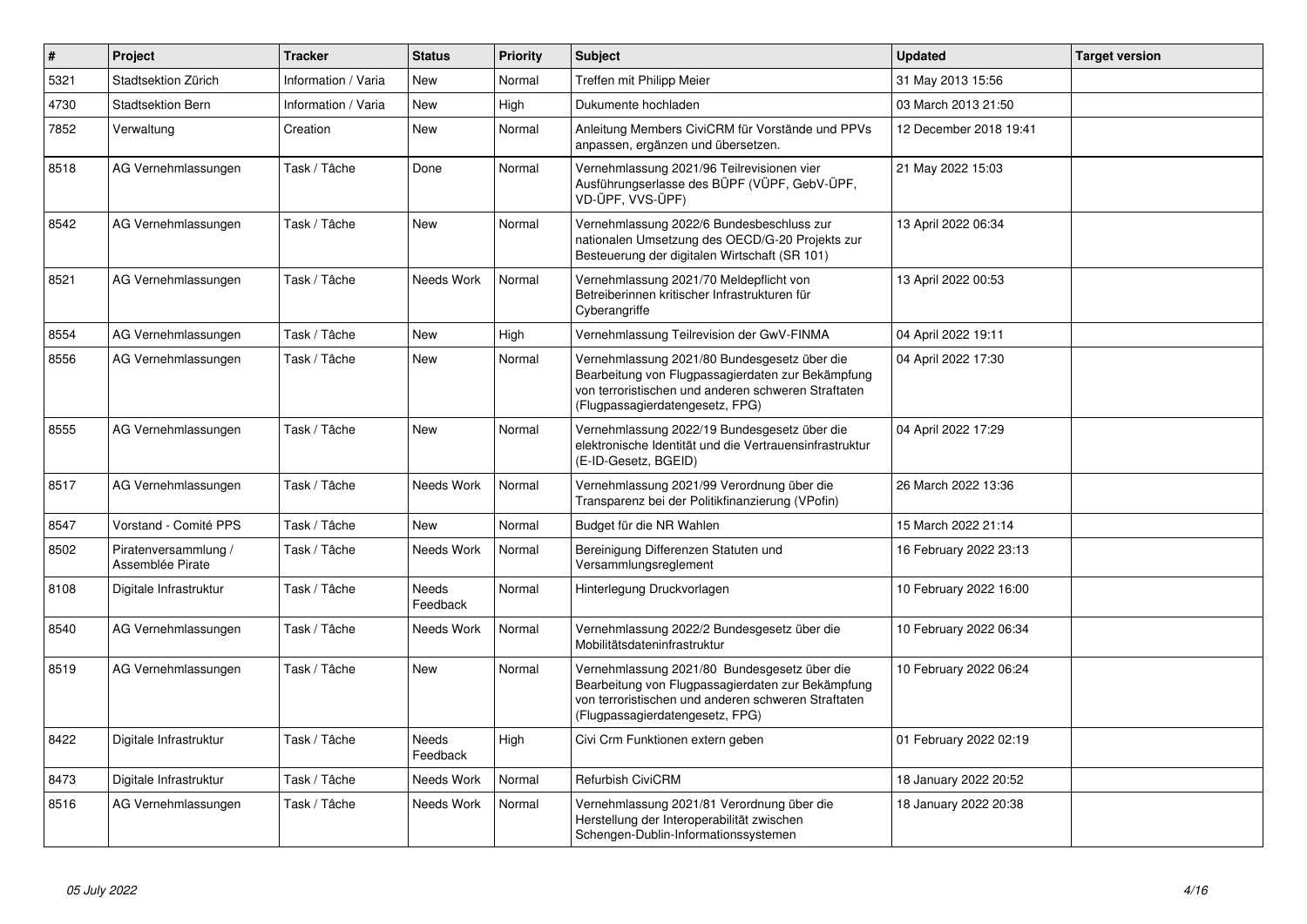| # | Project | Tracker | Status | Priority | Subject | Updated | Target version |
|---|---|---|---|---|---|---|---|
| 5321 | Stadtsektion Zürich | Information / Varia | New | Normal | Treffen mit Philipp Meier | 31 May 2013 15:56 | |
| 4730 | Stadtsektion Bern | Information / Varia | New | High | Dukumente hochladen | 03 March 2013 21:50 | |
| 7852 | Verwaltung | Creation | New | Normal | Anleitung Members CiviCRM für Vorstände und PPVs anpassen, ergänzen und übersetzen. | 12 December 2018 19:41 | |
| 8518 | AG Vernehmlassungen | Task / Tâche | Done | Normal | Vernehmlassung 2021/96 Teilrevisionen vier Ausführungserlasse des BÜPF (VÜPF, GebV-ÜPF, VD-ÜPF, VVS-ÜPF) | 21 May 2022 15:03 | |
| 8542 | AG Vernehmlassungen | Task / Tâche | New | Normal | Vernehmlassung 2022/6 Bundesbeschluss zur nationalen Umsetzung des OECD/G-20 Projekts zur Besteuerung der digitalen Wirtschaft (SR 101) | 13 April 2022 06:34 | |
| 8521 | AG Vernehmlassungen | Task / Tâche | Needs Work | Normal | Vernehmlassung 2021/70 Meldepflicht von Betreiberinnen kritischer Infrastrukturen für Cyberangriffe | 13 April 2022 00:53 | |
| 8554 | AG Vernehmlassungen | Task / Tâche | New | High | Vernehmlassung Teilrevision der GwV-FINMA | 04 April 2022 19:11 | |
| 8556 | AG Vernehmlassungen | Task / Tâche | New | Normal | Vernehmlassung 2021/80 Bundesgesetz über die Bearbeitung von Flugpassagierdaten zur Bekämpfung von terroristischen und anderen schweren Straftaten (Flugpassagierdatengesetz, FPG) | 04 April 2022 17:30 | |
| 8555 | AG Vernehmlassungen | Task / Tâche | New | Normal | Vernehmlassung 2022/19 Bundesgesetz über die elektronische Identität und die Vertrauensinfrastruktur (E-ID-Gesetz, BGEID) | 04 April 2022 17:29 | |
| 8517 | AG Vernehmlassungen | Task / Tâche | Needs Work | Normal | Vernehmlassung 2021/99 Verordnung über die Transparenz bei der Politikfinanzierung (VPofin) | 26 March 2022 13:36 | |
| 8547 | Vorstand - Comité PPS | Task / Tâche | New | Normal | Budget für die NR Wahlen | 15 March 2022 21:14 | |
| 8502 | Piratenversammlung / Assemblée Pirate | Task / Tâche | Needs Work | Normal | Bereinigung Differenzen Statuten und Versammlungsreglement | 16 February 2022 23:13 | |
| 8108 | Digitale Infrastruktur | Task / Tâche | Needs Feedback | Normal | Hinterlegung Druckvorlagen | 10 February 2022 16:00 | |
| 8540 | AG Vernehmlassungen | Task / Tâche | Needs Work | Normal | Vernehmlassung 2022/2 Bundesgesetz über die Mobilitätsdateninfrastruktur | 10 February 2022 06:34 | |
| 8519 | AG Vernehmlassungen | Task / Tâche | New | Normal | Vernehmlassung 2021/80 Bundesgesetz über die Bearbeitung von Flugpassagierdaten zur Bekämpfung von terroristischen und anderen schweren Straftaten (Flugpassagierdatengesetz, FPG) | 10 February 2022 06:24 | |
| 8422 | Digitale Infrastruktur | Task / Tâche | Needs Feedback | High | Civi Crm Funktionen extern geben | 01 February 2022 02:19 | |
| 8473 | Digitale Infrastruktur | Task / Tâche | Needs Work | Normal | Refurbish CiviCRM | 18 January 2022 20:52 | |
| 8516 | AG Vernehmlassungen | Task / Tâche | Needs Work | Normal | Vernehmlassung 2021/81 Verordnung über die Herstellung der Interoperabilität zwischen Schengen-Dublin-Informationssystemen | 18 January 2022 20:38 | |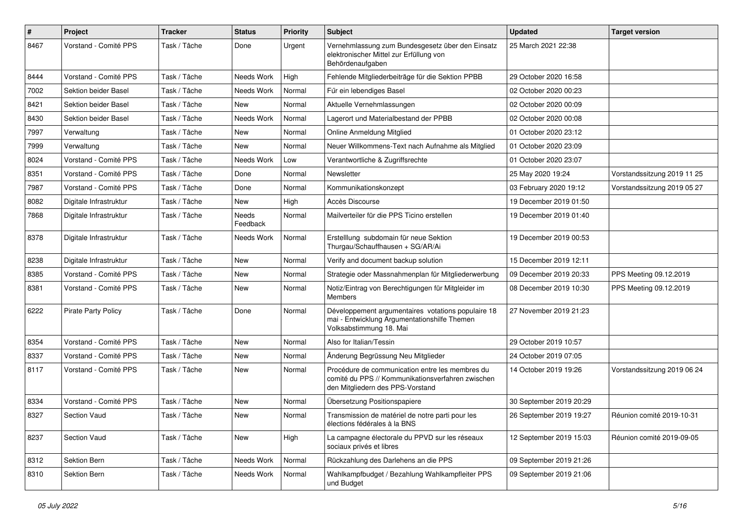| # | Project | Tracker | Status | Priority | Subject | Updated | Target version |
|---|---|---|---|---|---|---|---|
| 8467 | Vorstand - Comité PPS | Task / Tâche | Done | Urgent | Vernehmlassung zum Bundesgesetz über den Einsatz elektronischer Mittel zur Erfüllung von Behördenaufgaben | 25 March 2021 22:38 | |
| 8444 | Vorstand - Comité PPS | Task / Tâche | Needs Work | High | Fehlende Mitgliederbeiträge für die Sektion PPBB | 29 October 2020 16:58 | |
| 7002 | Sektion beider Basel | Task / Tâche | Needs Work | Normal | Für ein lebendiges Basel | 02 October 2020 00:23 | |
| 8421 | Sektion beider Basel | Task / Tâche | New | Normal | Aktuelle Vernehmlassungen | 02 October 2020 00:09 | |
| 8430 | Sektion beider Basel | Task / Tâche | Needs Work | Normal | Lagerort und Materialbestand der PPBB | 02 October 2020 00:08 | |
| 7997 | Verwaltung | Task / Tâche | New | Normal | Online Anmeldung Mitglied | 01 October 2020 23:12 | |
| 7999 | Verwaltung | Task / Tâche | New | Normal | Neuer Willkommens-Text nach Aufnahme als Mitglied | 01 October 2020 23:09 | |
| 8024 | Vorstand - Comité PPS | Task / Tâche | Needs Work | Low | Verantwortliche & Zugriffsrechte | 01 October 2020 23:07 | |
| 8351 | Vorstand - Comité PPS | Task / Tâche | Done | Normal | Newsletter | 25 May 2020 19:24 | Vorstandssitzung 2019 11 25 |
| 7987 | Vorstand - Comité PPS | Task / Tâche | Done | Normal | Kommunikationskonzept | 03 February 2020 19:12 | Vorstandssitzung 2019 05 27 |
| 8082 | Digitale Infrastruktur | Task / Tâche | New | High | Accès Discourse | 19 December 2019 01:50 | |
| 7868 | Digitale Infrastruktur | Task / Tâche | Needs Feedback | Normal | Mailverteiler für die PPS Ticino erstellen | 19 December 2019 01:40 | |
| 8378 | Digitale Infrastruktur | Task / Tâche | Needs Work | Normal | Erstelllung subdomain für neue Sektion Thurgau/Schauffhausen + SG/AR/Ai | 19 December 2019 00:53 | |
| 8238 | Digitale Infrastruktur | Task / Tâche | New | Normal | Verify and document backup solution | 15 December 2019 12:11 | |
| 8385 | Vorstand - Comité PPS | Task / Tâche | New | Normal | Strategie oder Massnahmenplan für Mitgliederwerbung | 09 December 2019 20:33 | PPS Meeting 09.12.2019 |
| 8381 | Vorstand - Comité PPS | Task / Tâche | New | Normal | Notiz/Eintrag von Berechtigungen für Mitgleider im Members | 08 December 2019 10:30 | PPS Meeting 09.12.2019 |
| 6222 | Pirate Party Policy | Task / Tâche | Done | Normal | Développement argumentaires votations populaire 18 mai - Entwicklung Argumentationshilfe Themen Volksabstimmung 18. Mai | 27 November 2019 21:23 | |
| 8354 | Vorstand - Comité PPS | Task / Tâche | New | Normal | Also for Italian/Tessin | 29 October 2019 10:57 | |
| 8337 | Vorstand - Comité PPS | Task / Tâche | New | Normal | Änderung Begrüssung Neu Mitglieder | 24 October 2019 07:05 | |
| 8117 | Vorstand - Comité PPS | Task / Tâche | New | Normal | Procédure de communication entre les membres du comité du PPS // Kommunikationsverfahren zwischen den Mitgliedern des PPS-Vorstand | 14 October 2019 19:26 | Vorstandssitzung 2019 06 24 |
| 8334 | Vorstand - Comité PPS | Task / Tâche | New | Normal | Übersetzung Positionspapiere | 30 September 2019 20:29 | |
| 8327 | Section Vaud | Task / Tâche | New | Normal | Transmission de matériel de notre parti pour les élections fédérales à la BNS | 26 September 2019 19:27 | Réunion comité 2019-10-31 |
| 8237 | Section Vaud | Task / Tâche | New | High | La campagne électorale du PPVD sur les réseaux sociaux privés et libres | 12 September 2019 15:03 | Réunion comité 2019-09-05 |
| 8312 | Sektion Bern | Task / Tâche | Needs Work | Normal | Rückzahlung des Darlehens an die PPS | 09 September 2019 21:26 | |
| 8310 | Sektion Bern | Task / Tâche | Needs Work | Normal | Wahlkampfbudget / Bezahlung Wahlkampfleiter PPS und Budget | 09 September 2019 21:06 | |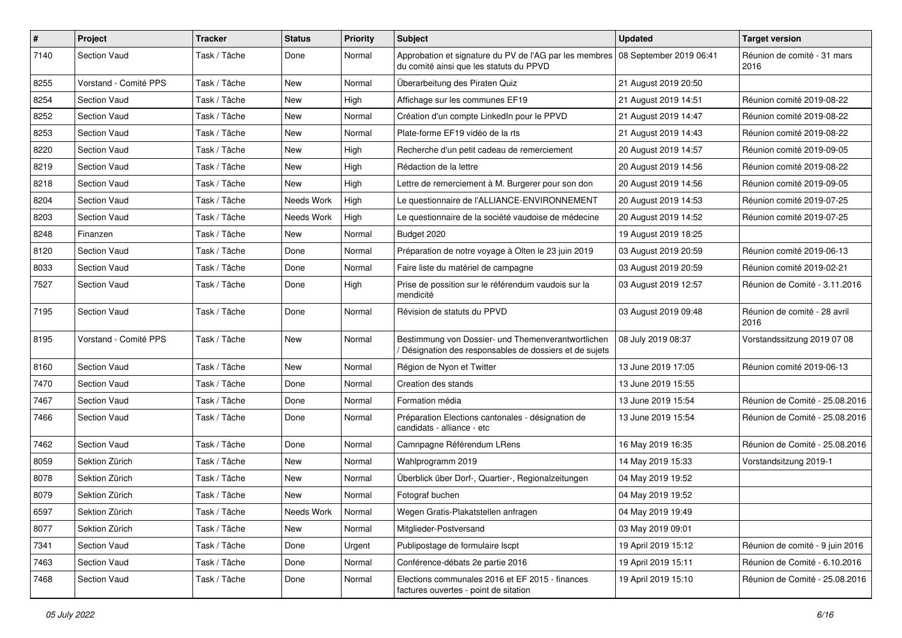| # | Project | Tracker | Status | Priority | Subject | Updated | Target version |
|---|---|---|---|---|---|---|---|
| 7140 | Section Vaud | Task / Tâche | Done | Normal | Approbation et signature du PV de l'AG par les membres du comité ainsi que les statuts du PPVD | 08 September 2019 06:41 | Réunion de comité - 31 mars 2016 |
| 8255 | Vorstand - Comité PPS | Task / Tâche | New | Normal | Überarbeitung des Piraten Quiz | 21 August 2019 20:50 | |
| 8254 | Section Vaud | Task / Tâche | New | High | Affichage sur les communes EF19 | 21 August 2019 14:51 | Réunion comité 2019-08-22 |
| 8252 | Section Vaud | Task / Tâche | New | Normal | Création d'un compte LinkedIn pour le PPVD | 21 August 2019 14:47 | Réunion comité 2019-08-22 |
| 8253 | Section Vaud | Task / Tâche | New | Normal | Plate-forme EF19 vidéo de la rts | 21 August 2019 14:43 | Réunion comité 2019-08-22 |
| 8220 | Section Vaud | Task / Tâche | New | High | Recherche d'un petit cadeau de remerciement | 20 August 2019 14:57 | Réunion comité 2019-09-05 |
| 8219 | Section Vaud | Task / Tâche | New | High | Rédaction de la lettre | 20 August 2019 14:56 | Réunion comité 2019-08-22 |
| 8218 | Section Vaud | Task / Tâche | New | High | Lettre de remerciement à M. Burgerer pour son don | 20 August 2019 14:56 | Réunion comité 2019-09-05 |
| 8204 | Section Vaud | Task / Tâche | Needs Work | High | Le questionnaire de l'ALLIANCE-ENVIRONNEMENT | 20 August 2019 14:53 | Réunion comité 2019-07-25 |
| 8203 | Section Vaud | Task / Tâche | Needs Work | High | Le questionnaire de la société vaudoise de médecine | 20 August 2019 14:52 | Réunion comité 2019-07-25 |
| 8248 | Finanzen | Task / Tâche | New | Normal | Budget 2020 | 19 August 2019 18:25 | |
| 8120 | Section Vaud | Task / Tâche | Done | Normal | Préparation de notre voyage à Olten le 23 juin 2019 | 03 August 2019 20:59 | Réunion comité 2019-06-13 |
| 8033 | Section Vaud | Task / Tâche | Done | Normal | Faire liste du matériel de campagne | 03 August 2019 20:59 | Réunion comité 2019-02-21 |
| 7527 | Section Vaud | Task / Tâche | Done | High | Prise de possition sur le référendum vaudois sur la mendicité | 03 August 2019 12:57 | Réunion de Comité - 3.11.2016 |
| 7195 | Section Vaud | Task / Tâche | Done | Normal | Révision de statuts du PPVD | 03 August 2019 09:48 | Réunion de comité - 28 avril 2016 |
| 8195 | Vorstand - Comité PPS | Task / Tâche | New | Normal | Bestimmung von Dossier- und Themenverantwortlichen / Désignation des responsables de dossiers et de sujets | 08 July 2019 08:37 | Vorstandssitzung 2019 07 08 |
| 8160 | Section Vaud | Task / Tâche | New | Normal | Région de Nyon et Twitter | 13 June 2019 17:05 | Réunion comité 2019-06-13 |
| 7470 | Section Vaud | Task / Tâche | Done | Normal | Creation des stands | 13 June 2019 15:55 | |
| 7467 | Section Vaud | Task / Tâche | Done | Normal | Formation média | 13 June 2019 15:54 | Réunion de Comité - 25.08.2016 |
| 7466 | Section Vaud | Task / Tâche | Done | Normal | Préparation Elections cantonales - désignation de candidats - alliance - etc | 13 June 2019 15:54 | Réunion de Comité - 25.08.2016 |
| 7462 | Section Vaud | Task / Tâche | Done | Normal | Camnpagne Référendum LRens | 16 May 2019 16:35 | Réunion de Comité - 25.08.2016 |
| 8059 | Sektion Zürich | Task / Tâche | New | Normal | Wahlprogramm 2019 | 14 May 2019 15:33 | Vorstandsitzung 2019-1 |
| 8078 | Sektion Zürich | Task / Tâche | New | Normal | Überblick über Dorf-, Quartier-, Regionalzeitungen | 04 May 2019 19:52 | |
| 8079 | Sektion Zürich | Task / Tâche | New | Normal | Fotograf buchen | 04 May 2019 19:52 | |
| 6597 | Sektion Zürich | Task / Tâche | Needs Work | Normal | Wegen Gratis-Plakatstellen anfragen | 04 May 2019 19:49 | |
| 8077 | Sektion Zürich | Task / Tâche | New | Normal | Mitglieder-Postversand | 03 May 2019 09:01 | |
| 7341 | Section Vaud | Task / Tâche | Done | Urgent | Publipostage de formulaire lscpt | 19 April 2019 15:12 | Réunion de comité - 9 juin 2016 |
| 7463 | Section Vaud | Task / Tâche | Done | Normal | Conférence-débats 2e partie 2016 | 19 April 2019 15:11 | Réunion de Comité - 6.10.2016 |
| 7468 | Section Vaud | Task / Tâche | Done | Normal | Elections communales 2016 et EF 2015 - finances factures ouvertes - point de sitation | 19 April 2019 15:10 | Réunion de Comité - 25.08.2016 |

*05 July 2022*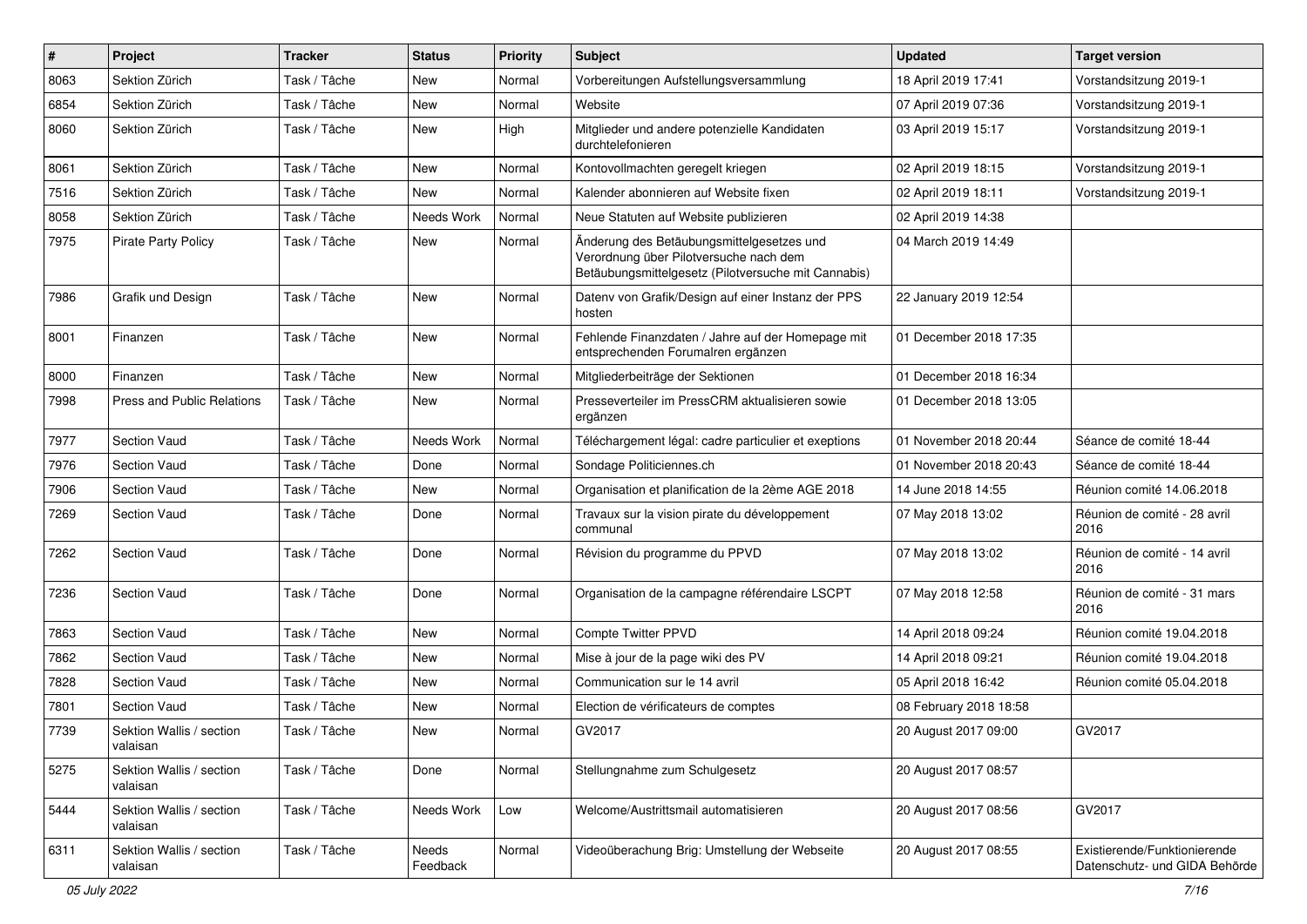| # | Project | Tracker | Status | Priority | Subject | Updated | Target version |
|---|---|---|---|---|---|---|---|
| 8063 | Sektion Zürich | Task / Tâche | New | Normal | Vorbereitungen Aufstellungsversammlung | 18 April 2019 17:41 | Vorstandsitzung 2019-1 |
| 6854 | Sektion Zürich | Task / Tâche | New | Normal | Website | 07 April 2019 07:36 | Vorstandsitzung 2019-1 |
| 8060 | Sektion Zürich | Task / Tâche | New | High | Mitglieder und andere potenzielle Kandidaten durchtelefonieren | 03 April 2019 15:17 | Vorstandsitzung 2019-1 |
| 8061 | Sektion Zürich | Task / Tâche | New | Normal | Kontovollmachten geregelt kriegen | 02 April 2019 18:15 | Vorstandsitzung 2019-1 |
| 7516 | Sektion Zürich | Task / Tâche | New | Normal | Kalender abonnieren auf Website fixen | 02 April 2019 18:11 | Vorstandsitzung 2019-1 |
| 8058 | Sektion Zürich | Task / Tâche | Needs Work | Normal | Neue Statuten auf Website publizieren | 02 April 2019 14:38 | |
| 7975 | Pirate Party Policy | Task / Tâche | New | Normal | Änderung des Betäubungsmittelgesetzes und Verordnung über Pilotversuche nach dem Betäubungsmittelgesetz (Pilotversuche mit Cannabis) | 04 March 2019 14:49 | |
| 7986 | Grafik und Design | Task / Tâche | New | Normal | Datenv von Grafik/Design auf einer Instanz der PPS hosten | 22 January 2019 12:54 | |
| 8001 | Finanzen | Task / Tâche | New | Normal | Fehlende Finanzdaten / Jahre auf der Homepage mit entsprechenden Forumalren ergänzen | 01 December 2018 17:35 | |
| 8000 | Finanzen | Task / Tâche | New | Normal | Mitgliederbeiträge der Sektionen | 01 December 2018 16:34 | |
| 7998 | Press and Public Relations | Task / Tâche | New | Normal | Presseverteiler im PressCRM aktualisieren sowie ergänzen | 01 December 2018 13:05 | |
| 7977 | Section Vaud | Task / Tâche | Needs Work | Normal | Téléchargement légal: cadre particulier et exeptions | 01 November 2018 20:44 | Séance de comité 18-44 |
| 7976 | Section Vaud | Task / Tâche | Done | Normal | Sondage Politiciennes.ch | 01 November 2018 20:43 | Séance de comité 18-44 |
| 7906 | Section Vaud | Task / Tâche | New | Normal | Organisation et planification de la 2ème AGE 2018 | 14 June 2018 14:55 | Réunion comité 14.06.2018 |
| 7269 | Section Vaud | Task / Tâche | Done | Normal | Travaux sur la vision pirate du développement communal | 07 May 2018 13:02 | Réunion de comité - 28 avril 2016 |
| 7262 | Section Vaud | Task / Tâche | Done | Normal | Révision du programme du PPVD | 07 May 2018 13:02 | Réunion de comité - 14 avril 2016 |
| 7236 | Section Vaud | Task / Tâche | Done | Normal | Organisation de la campagne référendaire LSCPT | 07 May 2018 12:58 | Réunion de comité - 31 mars 2016 |
| 7863 | Section Vaud | Task / Tâche | New | Normal | Compte Twitter PPVD | 14 April 2018 09:24 | Réunion comité 19.04.2018 |
| 7862 | Section Vaud | Task / Tâche | New | Normal | Mise à jour de la page wiki des PV | 14 April 2018 09:21 | Réunion comité 19.04.2018 |
| 7828 | Section Vaud | Task / Tâche | New | Normal | Communication sur le 14 avril | 05 April 2018 16:42 | Réunion comité 05.04.2018 |
| 7801 | Section Vaud | Task / Tâche | New | Normal | Election de vérificateurs de comptes | 08 February 2018 18:58 | |
| 7739 | Sektion Wallis / section valaisan | Task / Tâche | New | Normal | GV2017 | 20 August 2017 09:00 | GV2017 |
| 5275 | Sektion Wallis / section valaisan | Task / Tâche | Done | Normal | Stellungnahme zum Schulgesetz | 20 August 2017 08:57 | |
| 5444 | Sektion Wallis / section valaisan | Task / Tâche | Needs Work | Low | Welcome/Austrittsmail automatisieren | 20 August 2017 08:56 | GV2017 |
| 6311 | Sektion Wallis / section valaisan | Task / Tâche | Needs Feedback | Normal | Videoüberachung Brig: Umstellung der Webseite | 20 August 2017 08:55 | Existierende/Funktionierende Datenschutz- und GIDA Behörde |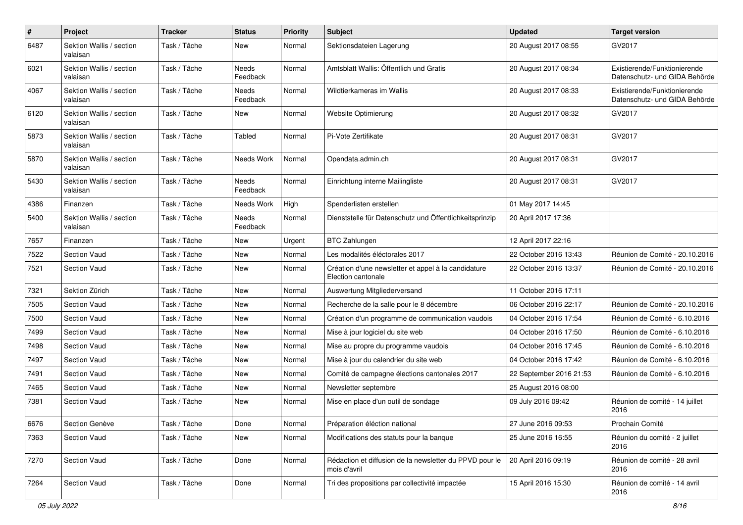| # | Project | Tracker | Status | Priority | Subject | Updated | Target version |
|---|---|---|---|---|---|---|---|
| 6487 | Sektion Wallis / section valaisan | Task / Tâche | New | Normal | Sektionsdateien Lagerung | 20 August 2017 08:55 | GV2017 |
| 6021 | Sektion Wallis / section valaisan | Task / Tâche | Needs Feedback | Normal | Amtsblatt Wallis: Öffentlich und Gratis | 20 August 2017 08:34 | Existierende/Funktionierende Datenschutz- und GIDA Behörde |
| 4067 | Sektion Wallis / section valaisan | Task / Tâche | Needs Feedback | Normal | Wildtierkameras im Wallis | 20 August 2017 08:33 | Existierende/Funktionierende Datenschutz- und GIDA Behörde |
| 6120 | Sektion Wallis / section valaisan | Task / Tâche | New | Normal | Website Optimierung | 20 August 2017 08:32 | GV2017 |
| 5873 | Sektion Wallis / section valaisan | Task / Tâche | Tabled | Normal | Pi-Vote Zertifikate | 20 August 2017 08:31 | GV2017 |
| 5870 | Sektion Wallis / section valaisan | Task / Tâche | Needs Work | Normal | Opendata.admin.ch | 20 August 2017 08:31 | GV2017 |
| 5430 | Sektion Wallis / section valaisan | Task / Tâche | Needs Feedback | Normal | Einrichtung interne Mailingliste | 20 August 2017 08:31 | GV2017 |
| 4386 | Finanzen | Task / Tâche | Needs Work | High | Spenderlisten erstellen | 01 May 2017 14:45 | |
| 5400 | Sektion Wallis / section valaisan | Task / Tâche | Needs Feedback | Normal | Dienststelle für Datenschutz und Öffentlichkeitsprinzip | 20 April 2017 17:36 | |
| 7657 | Finanzen | Task / Tâche | New | Urgent | BTC Zahlungen | 12 April 2017 22:16 | |
| 7522 | Section Vaud | Task / Tâche | New | Normal | Les modalités éléctorales 2017 | 22 October 2016 13:43 | Réunion de Comité - 20.10.2016 |
| 7521 | Section Vaud | Task / Tâche | New | Normal | Création d'une newsletter et appel à la candidature Election cantonale | 22 October 2016 13:37 | Réunion de Comité - 20.10.2016 |
| 7321 | Sektion Zürich | Task / Tâche | New | Normal | Auswertung Mitgliederversand | 11 October 2016 17:11 | |
| 7505 | Section Vaud | Task / Tâche | New | Normal | Recherche de la salle pour le 8 décembre | 06 October 2016 22:17 | Réunion de Comité - 20.10.2016 |
| 7500 | Section Vaud | Task / Tâche | New | Normal | Création d'un programme de communication vaudois | 04 October 2016 17:54 | Réunion de Comité - 6.10.2016 |
| 7499 | Section Vaud | Task / Tâche | New | Normal | Mise à jour logiciel du site web | 04 October 2016 17:50 | Réunion de Comité - 6.10.2016 |
| 7498 | Section Vaud | Task / Tâche | New | Normal | Mise au propre du programme vaudois | 04 October 2016 17:45 | Réunion de Comité - 6.10.2016 |
| 7497 | Section Vaud | Task / Tâche | New | Normal | Mise à jour du calendrier du site web | 04 October 2016 17:42 | Réunion de Comité - 6.10.2016 |
| 7491 | Section Vaud | Task / Tâche | New | Normal | Comité de campagne élections cantonales 2017 | 22 September 2016 21:53 | Réunion de Comité - 6.10.2016 |
| 7465 | Section Vaud | Task / Tâche | New | Normal | Newsletter septembre | 25 August 2016 08:00 | |
| 7381 | Section Vaud | Task / Tâche | New | Normal | Mise en place d'un outil de sondage | 09 July 2016 09:42 | Réunion de comité - 14 juillet 2016 |
| 6676 | Section Genève | Task / Tâche | Done | Normal | Préparation éléction national | 27 June 2016 09:53 | Prochain Comité |
| 7363 | Section Vaud | Task / Tâche | New | Normal | Modifications des statuts pour la banque | 25 June 2016 16:55 | Réunion du comité - 2 juillet 2016 |
| 7270 | Section Vaud | Task / Tâche | Done | Normal | Rédaction et diffusion de la newsletter du PPVD pour le mois d'avril | 20 April 2016 09:19 | Réunion de comité - 28 avril 2016 |
| 7264 | Section Vaud | Task / Tâche | Done | Normal | Tri des propositions par collectivité impactée | 15 April 2016 15:30 | Réunion de comité - 14 avril 2016 |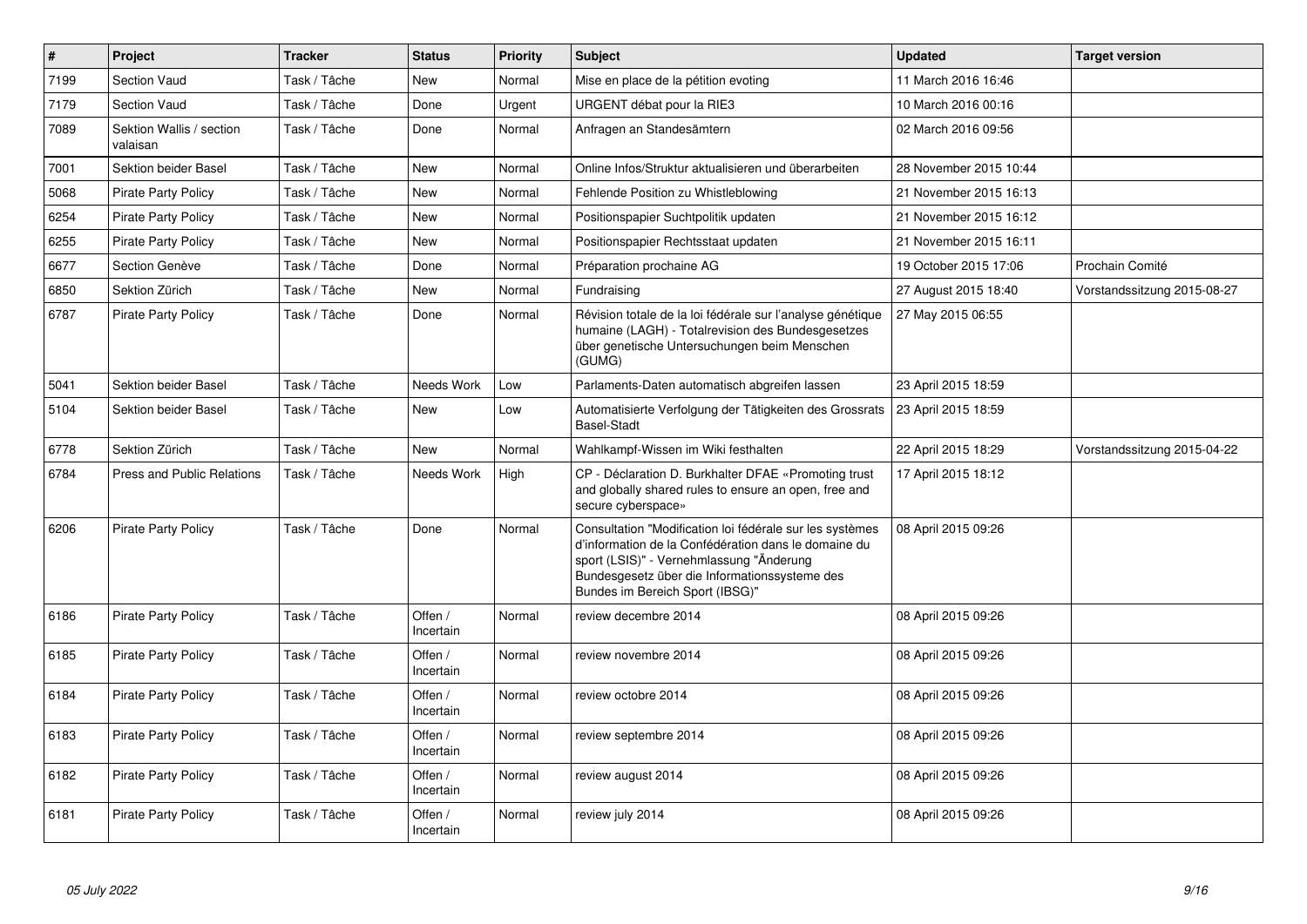| # | Project | Tracker | Status | Priority | Subject | Updated | Target version |
|---|---|---|---|---|---|---|---|
| 7199 | Section Vaud | Task / Tâche | New | Normal | Mise en place de la pétition evoting | 11 March 2016 16:46 | |
| 7179 | Section Vaud | Task / Tâche | Done | Urgent | URGENT débat pour la RIE3 | 10 March 2016 00:16 | |
| 7089 | Sektion Wallis / section valaisan | Task / Tâche | Done | Normal | Anfragen an Standesämtern | 02 March 2016 09:56 | |
| 7001 | Sektion beider Basel | Task / Tâche | New | Normal | Online Infos/Struktur aktualisieren und überarbeiten | 28 November 2015 10:44 | |
| 5068 | Pirate Party Policy | Task / Tâche | New | Normal | Fehlende Position zu Whistleblowing | 21 November 2015 16:13 | |
| 6254 | Pirate Party Policy | Task / Tâche | New | Normal | Positionspapier Suchtpolitik updaten | 21 November 2015 16:12 | |
| 6255 | Pirate Party Policy | Task / Tâche | New | Normal | Positionspapier Rechtsstaat updaten | 21 November 2015 16:11 | |
| 6677 | Section Genève | Task / Tâche | Done | Normal | Préparation prochaine AG | 19 October 2015 17:06 | Prochain Comité |
| 6850 | Sektion Zürich | Task / Tâche | New | Normal | Fundraising | 27 August 2015 18:40 | Vorstandssitzung 2015-08-27 |
| 6787 | Pirate Party Policy | Task / Tâche | Done | Normal | Révision totale de la loi fédérale sur l'analyse génétique humaine (LAGH) - Totalrevision des Bundesgesetzes über genetische Untersuchungen beim Menschen (GUMG) | 27 May 2015 06:55 | |
| 5041 | Sektion beider Basel | Task / Tâche | Needs Work | Low | Parlaments-Daten automatisch abgreifen lassen | 23 April 2015 18:59 | |
| 5104 | Sektion beider Basel | Task / Tâche | New | Low | Automatisierte Verfolgung der Tätigkeiten des Grossrats Basel-Stadt | 23 April 2015 18:59 | |
| 6778 | Sektion Zürich | Task / Tâche | New | Normal | Wahlkampf-Wissen im Wiki festhalten | 22 April 2015 18:29 | Vorstandssitzung 2015-04-22 |
| 6784 | Press and Public Relations | Task / Tâche | Needs Work | High | CP - Déclaration D. Burkhalter DFAE «Promoting trust and globally shared rules to ensure an open, free and secure cyberspace» | 17 April 2015 18:12 | |
| 6206 | Pirate Party Policy | Task / Tâche | Done | Normal | Consultation "Modification loi fédérale sur les systèmes d'information de la Confédération dans le domaine du sport (LSIS)" - Vernehmlassung "Änderung Bundesgesetz über die Informationssysteme des Bundes im Bereich Sport (IBSG)" | 08 April 2015 09:26 | |
| 6186 | Pirate Party Policy | Task / Tâche | Offen / Incertain | Normal | review decembre 2014 | 08 April 2015 09:26 | |
| 6185 | Pirate Party Policy | Task / Tâche | Offen / Incertain | Normal | review novembre 2014 | 08 April 2015 09:26 | |
| 6184 | Pirate Party Policy | Task / Tâche | Offen / Incertain | Normal | review octobre 2014 | 08 April 2015 09:26 | |
| 6183 | Pirate Party Policy | Task / Tâche | Offen / Incertain | Normal | review septembre 2014 | 08 April 2015 09:26 | |
| 6182 | Pirate Party Policy | Task / Tâche | Offen / Incertain | Normal | review august 2014 | 08 April 2015 09:26 | |
| 6181 | Pirate Party Policy | Task / Tâche | Offen / Incertain | Normal | review july 2014 | 08 April 2015 09:26 | |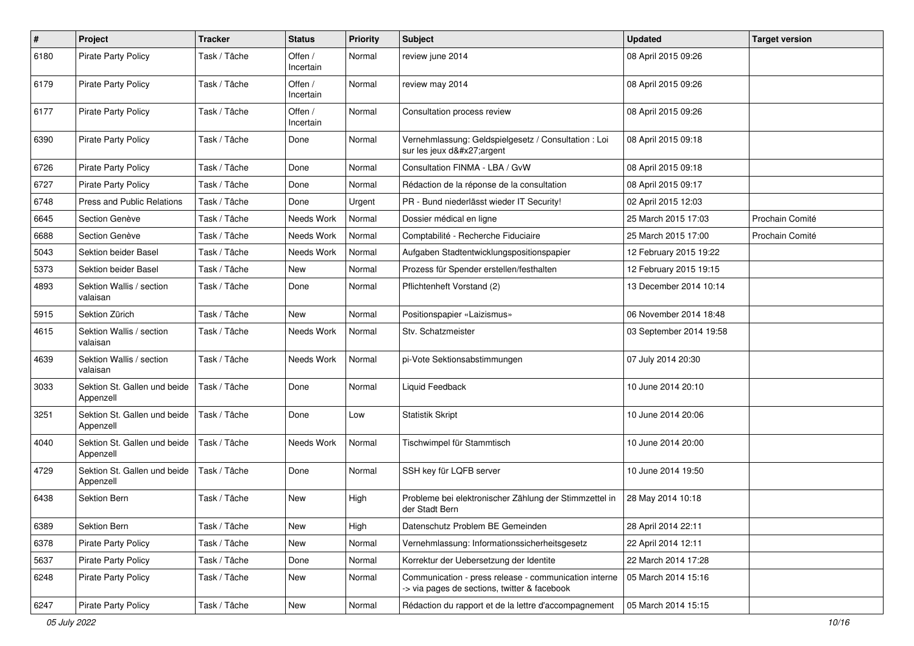| # | Project | Tracker | Status | Priority | Subject | Updated | Target version |
|---|---|---|---|---|---|---|---|
| 6180 | Pirate Party Policy | Task / Tâche | Offen / Incertain | Normal | review june 2014 | 08 April 2015 09:26 | |
| 6179 | Pirate Party Policy | Task / Tâche | Offen / Incertain | Normal | review may 2014 | 08 April 2015 09:26 | |
| 6177 | Pirate Party Policy | Task / Tâche | Offen / Incertain | Normal | Consultation process review | 08 April 2015 09:26 | |
| 6390 | Pirate Party Policy | Task / Tâche | Done | Normal | Vernehmlassung: Geldspielgesetz / Consultation : Loi sur les jeux d&#x27;argent | 08 April 2015 09:18 | |
| 6726 | Pirate Party Policy | Task / Tâche | Done | Normal | Consultation FINMA - LBA / GvW | 08 April 2015 09:18 | |
| 6727 | Pirate Party Policy | Task / Tâche | Done | Normal | Rédaction de la réponse de la consultation | 08 April 2015 09:17 | |
| 6748 | Press and Public Relations | Task / Tâche | Done | Urgent | PR - Bund niederlässt wieder IT Security! | 02 April 2015 12:03 | |
| 6645 | Section Genève | Task / Tâche | Needs Work | Normal | Dossier médical en ligne | 25 March 2015 17:03 | Prochain Comité |
| 6688 | Section Genève | Task / Tâche | Needs Work | Normal | Comptabilité - Recherche Fiduciaire | 25 March 2015 17:00 | Prochain Comité |
| 5043 | Sektion beider Basel | Task / Tâche | Needs Work | Normal | Aufgaben Stadtentwicklungspositionspapier | 12 February 2015 19:22 | |
| 5373 | Sektion beider Basel | Task / Tâche | New | Normal | Prozess für Spender erstellen/festhalten | 12 February 2015 19:15 | |
| 4893 | Sektion Wallis / section valaisan | Task / Tâche | Done | Normal | Pflichtenheft Vorstand (2) | 13 December 2014 10:14 | |
| 5915 | Sektion Zürich | Task / Tâche | New | Normal | Positionspapier «Laizismus» | 06 November 2014 18:48 | |
| 4615 | Sektion Wallis / section valaisan | Task / Tâche | Needs Work | Normal | Stv. Schatzmeister | 03 September 2014 19:58 | |
| 4639 | Sektion Wallis / section valaisan | Task / Tâche | Needs Work | Normal | pi-Vote Sektionsabstimmungen | 07 July 2014 20:30 | |
| 3033 | Sektion St. Gallen und beide Appenzell | Task / Tâche | Done | Normal | Liquid Feedback | 10 June 2014 20:10 | |
| 3251 | Sektion St. Gallen und beide Appenzell | Task / Tâche | Done | Low | Statistik Skript | 10 June 2014 20:06 | |
| 4040 | Sektion St. Gallen und beide Appenzell | Task / Tâche | Needs Work | Normal | Tischwimpel für Stammtisch | 10 June 2014 20:00 | |
| 4729 | Sektion St. Gallen und beide Appenzell | Task / Tâche | Done | Normal | SSH key für LQFB server | 10 June 2014 19:50 | |
| 6438 | Sektion Bern | Task / Tâche | New | High | Probleme bei elektronischer Zählung der Stimmzettel in der Stadt Bern | 28 May 2014 10:18 | |
| 6389 | Sektion Bern | Task / Tâche | New | High | Datenschutz Problem BE Gemeinden | 28 April 2014 22:11 | |
| 6378 | Pirate Party Policy | Task / Tâche | New | Normal | Vernehmlassung: Informationssicherheitsgesetz | 22 April 2014 12:11 | |
| 5637 | Pirate Party Policy | Task / Tâche | Done | Normal | Korrektur der Uebersetzung der Identite | 22 March 2014 17:28 | |
| 6248 | Pirate Party Policy | Task / Tâche | New | Normal | Communication - press release - communication interne -> via pages de sections, twitter & facebook | 05 March 2014 15:16 | |
| 6247 | Pirate Party Policy | Task / Tâche | New | Normal | Rédaction du rapport et de la lettre d'accompagnement | 05 March 2014 15:15 | |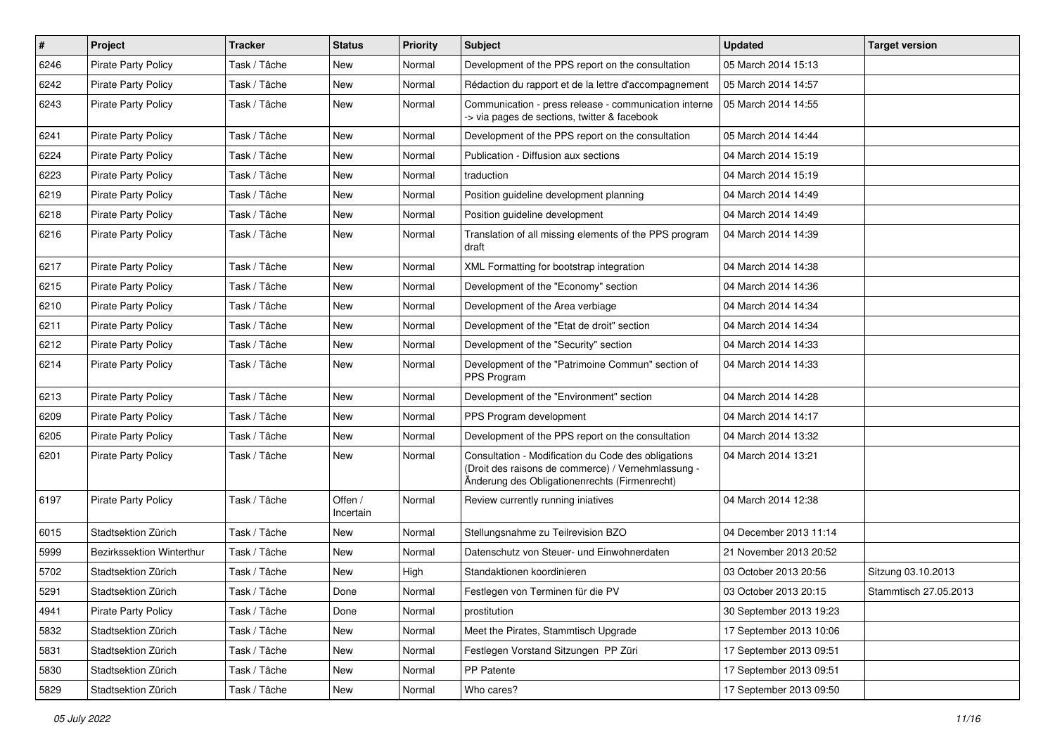| # | Project | Tracker | Status | Priority | Subject | Updated | Target version |
|---|---|---|---|---|---|---|---|
| 6246 | Pirate Party Policy | Task / Tâche | New | Normal | Development of the PPS report on the consultation | 05 March 2014 15:13 | |
| 6242 | Pirate Party Policy | Task / Tâche | New | Normal | Rédaction du rapport et de la lettre d'accompagnement | 05 March 2014 14:57 | |
| 6243 | Pirate Party Policy | Task / Tâche | New | Normal | Communication - press release - communication interne -> via pages de sections, twitter & facebook | 05 March 2014 14:55 | |
| 6241 | Pirate Party Policy | Task / Tâche | New | Normal | Development of the PPS report on the consultation | 05 March 2014 14:44 | |
| 6224 | Pirate Party Policy | Task / Tâche | New | Normal | Publication - Diffusion aux sections | 04 March 2014 15:19 | |
| 6223 | Pirate Party Policy | Task / Tâche | New | Normal | traduction | 04 March 2014 15:19 | |
| 6219 | Pirate Party Policy | Task / Tâche | New | Normal | Position guideline development planning | 04 March 2014 14:49 | |
| 6218 | Pirate Party Policy | Task / Tâche | New | Normal | Position guideline development | 04 March 2014 14:49 | |
| 6216 | Pirate Party Policy | Task / Tâche | New | Normal | Translation of all missing elements of the PPS program draft | 04 March 2014 14:39 | |
| 6217 | Pirate Party Policy | Task / Tâche | New | Normal | XML Formatting for bootstrap integration | 04 March 2014 14:38 | |
| 6215 | Pirate Party Policy | Task / Tâche | New | Normal | Development of the "Economy" section | 04 March 2014 14:36 | |
| 6210 | Pirate Party Policy | Task / Tâche | New | Normal | Development of the Area verbiage | 04 March 2014 14:34 | |
| 6211 | Pirate Party Policy | Task / Tâche | New | Normal | Development of the "Etat de droit" section | 04 March 2014 14:34 | |
| 6212 | Pirate Party Policy | Task / Tâche | New | Normal | Development of the "Security" section | 04 March 2014 14:33 | |
| 6214 | Pirate Party Policy | Task / Tâche | New | Normal | Development of the "Patrimoine Commun" section of PPS Program | 04 March 2014 14:33 | |
| 6213 | Pirate Party Policy | Task / Tâche | New | Normal | Development of the "Environment" section | 04 March 2014 14:28 | |
| 6209 | Pirate Party Policy | Task / Tâche | New | Normal | PPS Program development | 04 March 2014 14:17 | |
| 6205 | Pirate Party Policy | Task / Tâche | New | Normal | Development of the PPS report on the consultation | 04 March 2014 13:32 | |
| 6201 | Pirate Party Policy | Task / Tâche | New | Normal | Consultation - Modification du Code des obligations (Droit des raisons de commerce) / Vernehmlassung - Änderung des Obligationenrechts (Firmenrecht) | 04 March 2014 13:21 | |
| 6197 | Pirate Party Policy | Task / Tâche | Offen / Incertain | Normal | Review currently running iniatives | 04 March 2014 12:38 | |
| 6015 | Stadtsektion Zürich | Task / Tâche | New | Normal | Stellungsnahme zu Teilrevision BZO | 04 December 2013 11:14 | |
| 5999 | Bezirkssektion Winterthur | Task / Tâche | New | Normal | Datenschutz von Steuer- und Einwohnerdaten | 21 November 2013 20:52 | |
| 5702 | Stadtsektion Zürich | Task / Tâche | New | High | Standaktionen koordinieren | 03 October 2013 20:56 | Sitzung 03.10.2013 |
| 5291 | Stadtsektion Zürich | Task / Tâche | Done | Normal | Festlegen von Terminen für die PV | 03 October 2013 20:15 | Stammtisch 27.05.2013 |
| 4941 | Pirate Party Policy | Task / Tâche | Done | Normal | prostitution | 30 September 2013 19:23 | |
| 5832 | Stadtsektion Zürich | Task / Tâche | New | Normal | Meet the Pirates, Stammtisch Upgrade | 17 September 2013 10:06 | |
| 5831 | Stadtsektion Zürich | Task / Tâche | New | Normal | Festlegen Vorstand Sitzungen PP Züri | 17 September 2013 09:51 | |
| 5830 | Stadtsektion Zürich | Task / Tâche | New | Normal | PP Patente | 17 September 2013 09:51 | |
| 5829 | Stadtsektion Zürich | Task / Tâche | New | Normal | Who cares? | 17 September 2013 09:50 | |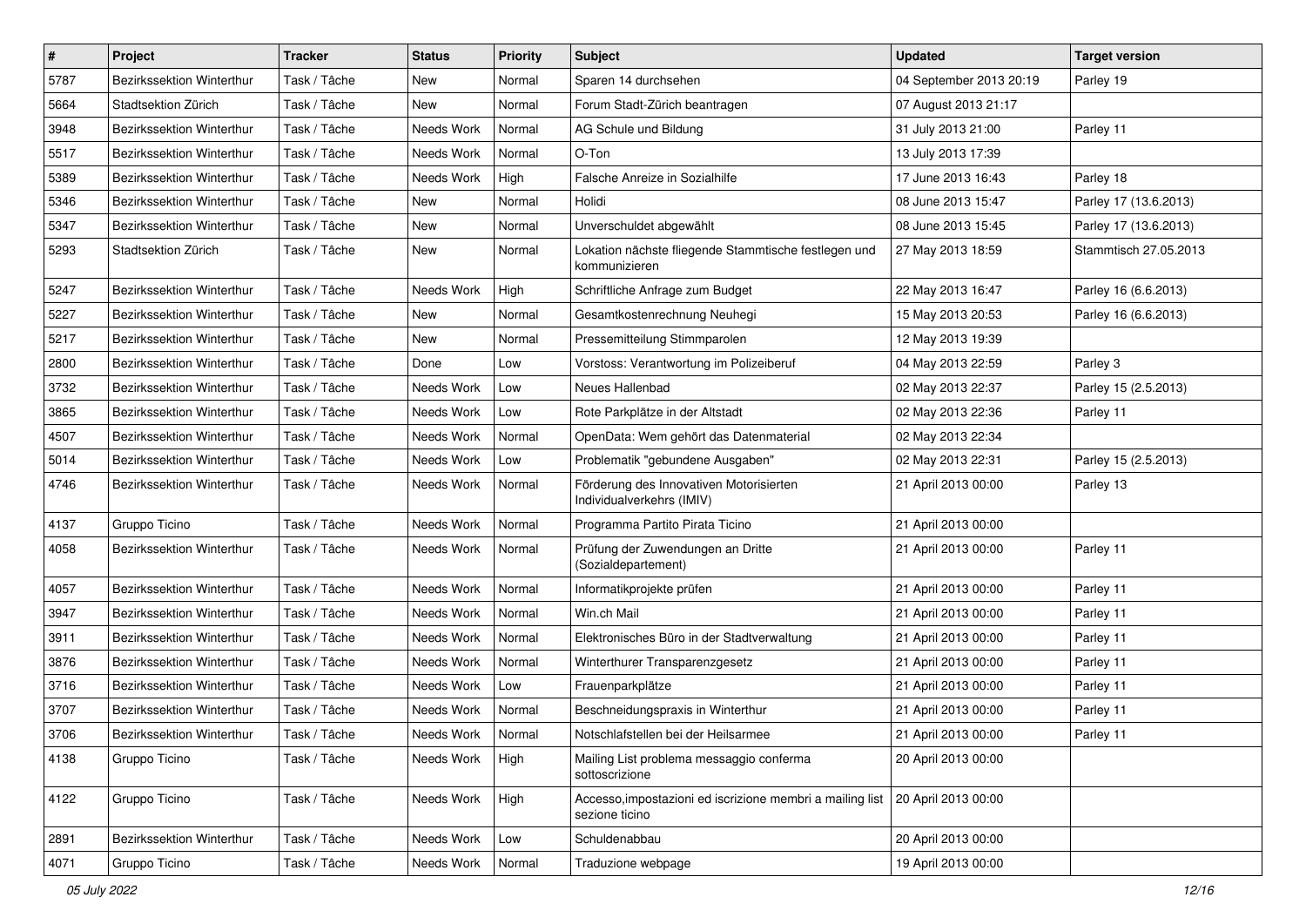| # | Project | Tracker | Status | Priority | Subject | Updated | Target version |
|---|---|---|---|---|---|---|---|
| 5787 | Bezirkssektion Winterthur | Task / Tâche | New | Normal | Sparen 14 durchsehen | 04 September 2013 20:19 | Parley 19 |
| 5664 | Stadtsektion Zürich | Task / Tâche | New | Normal | Forum Stadt-Zürich beantragen | 07 August 2013 21:17 | |
| 3948 | Bezirkssektion Winterthur | Task / Tâche | Needs Work | Normal | AG Schule und Bildung | 31 July 2013 21:00 | Parley 11 |
| 5517 | Bezirkssektion Winterthur | Task / Tâche | Needs Work | Normal | O-Ton | 13 July 2013 17:39 | |
| 5389 | Bezirkssektion Winterthur | Task / Tâche | Needs Work | High | Falsche Anreize in Sozialhilfe | 17 June 2013 16:43 | Parley 18 |
| 5346 | Bezirkssektion Winterthur | Task / Tâche | New | Normal | Holidi | 08 June 2013 15:47 | Parley 17 (13.6.2013) |
| 5347 | Bezirkssektion Winterthur | Task / Tâche | New | Normal | Unverschuldet abgewählt | 08 June 2013 15:45 | Parley 17 (13.6.2013) |
| 5293 | Stadtsektion Zürich | Task / Tâche | New | Normal | Lokation nächste fliegende Stammtische festlegen und kommunizieren | 27 May 2013 18:59 | Stammtisch 27.05.2013 |
| 5247 | Bezirkssektion Winterthur | Task / Tâche | Needs Work | High | Schriftliche Anfrage zum Budget | 22 May 2013 16:47 | Parley 16 (6.6.2013) |
| 5227 | Bezirkssektion Winterthur | Task / Tâche | New | Normal | Gesamtkostenrechnung Neuhegi | 15 May 2013 20:53 | Parley 16 (6.6.2013) |
| 5217 | Bezirkssektion Winterthur | Task / Tâche | New | Normal | Pressemitteilung Stimmparolen | 12 May 2013 19:39 | |
| 2800 | Bezirkssektion Winterthur | Task / Tâche | Done | Low | Vorstoss: Verantwortung im Polizeiberuf | 04 May 2013 22:59 | Parley 3 |
| 3732 | Bezirkssektion Winterthur | Task / Tâche | Needs Work | Low | Neues Hallenbad | 02 May 2013 22:37 | Parley 15 (2.5.2013) |
| 3865 | Bezirkssektion Winterthur | Task / Tâche | Needs Work | Low | Rote Parkplätze in der Altstadt | 02 May 2013 22:36 | Parley 11 |
| 4507 | Bezirkssektion Winterthur | Task / Tâche | Needs Work | Normal | OpenData: Wem gehört das Datenmaterial | 02 May 2013 22:34 | |
| 5014 | Bezirkssektion Winterthur | Task / Tâche | Needs Work | Low | Problematik "gebundene Ausgaben" | 02 May 2013 22:31 | Parley 15 (2.5.2013) |
| 4746 | Bezirkssektion Winterthur | Task / Tâche | Needs Work | Normal | Förderung des Innovativen Motorisierten Individualverkehrs (IMIV) | 21 April 2013 00:00 | Parley 13 |
| 4137 | Gruppo Ticino | Task / Tâche | Needs Work | Normal | Programma Partito Pirata Ticino | 21 April 2013 00:00 | |
| 4058 | Bezirkssektion Winterthur | Task / Tâche | Needs Work | Normal | Prüfung der Zuwendungen an Dritte (Sozialdepartement) | 21 April 2013 00:00 | Parley 11 |
| 4057 | Bezirkssektion Winterthur | Task / Tâche | Needs Work | Normal | Informatikprojekte prüfen | 21 April 2013 00:00 | Parley 11 |
| 3947 | Bezirkssektion Winterthur | Task / Tâche | Needs Work | Normal | Win.ch Mail | 21 April 2013 00:00 | Parley 11 |
| 3911 | Bezirkssektion Winterthur | Task / Tâche | Needs Work | Normal | Elektronisches Büro in der Stadtverwaltung | 21 April 2013 00:00 | Parley 11 |
| 3876 | Bezirkssektion Winterthur | Task / Tâche | Needs Work | Normal | Winterthurer Transparenzgesetz | 21 April 2013 00:00 | Parley 11 |
| 3716 | Bezirkssektion Winterthur | Task / Tâche | Needs Work | Low | Frauenparkplätze | 21 April 2013 00:00 | Parley 11 |
| 3707 | Bezirkssektion Winterthur | Task / Tâche | Needs Work | Normal | Beschneidungspraxis in Winterthur | 21 April 2013 00:00 | Parley 11 |
| 3706 | Bezirkssektion Winterthur | Task / Tâche | Needs Work | Normal | Notschlafstellen bei der Heilsarmee | 21 April 2013 00:00 | Parley 11 |
| 4138 | Gruppo Ticino | Task / Tâche | Needs Work | High | Mailing List problema messaggio conferma sottoscrizione | 20 April 2013 00:00 | |
| 4122 | Gruppo Ticino | Task / Tâche | Needs Work | High | Accesso,impostazioni ed iscrizione membri a mailing list sezione ticino | 20 April 2013 00:00 | |
| 2891 | Bezirkssektion Winterthur | Task / Tâche | Needs Work | Low | Schuldenabbau | 20 April 2013 00:00 | |
| 4071 | Gruppo Ticino | Task / Tâche | Needs Work | Normal | Traduzione webpage | 19 April 2013 00:00 | |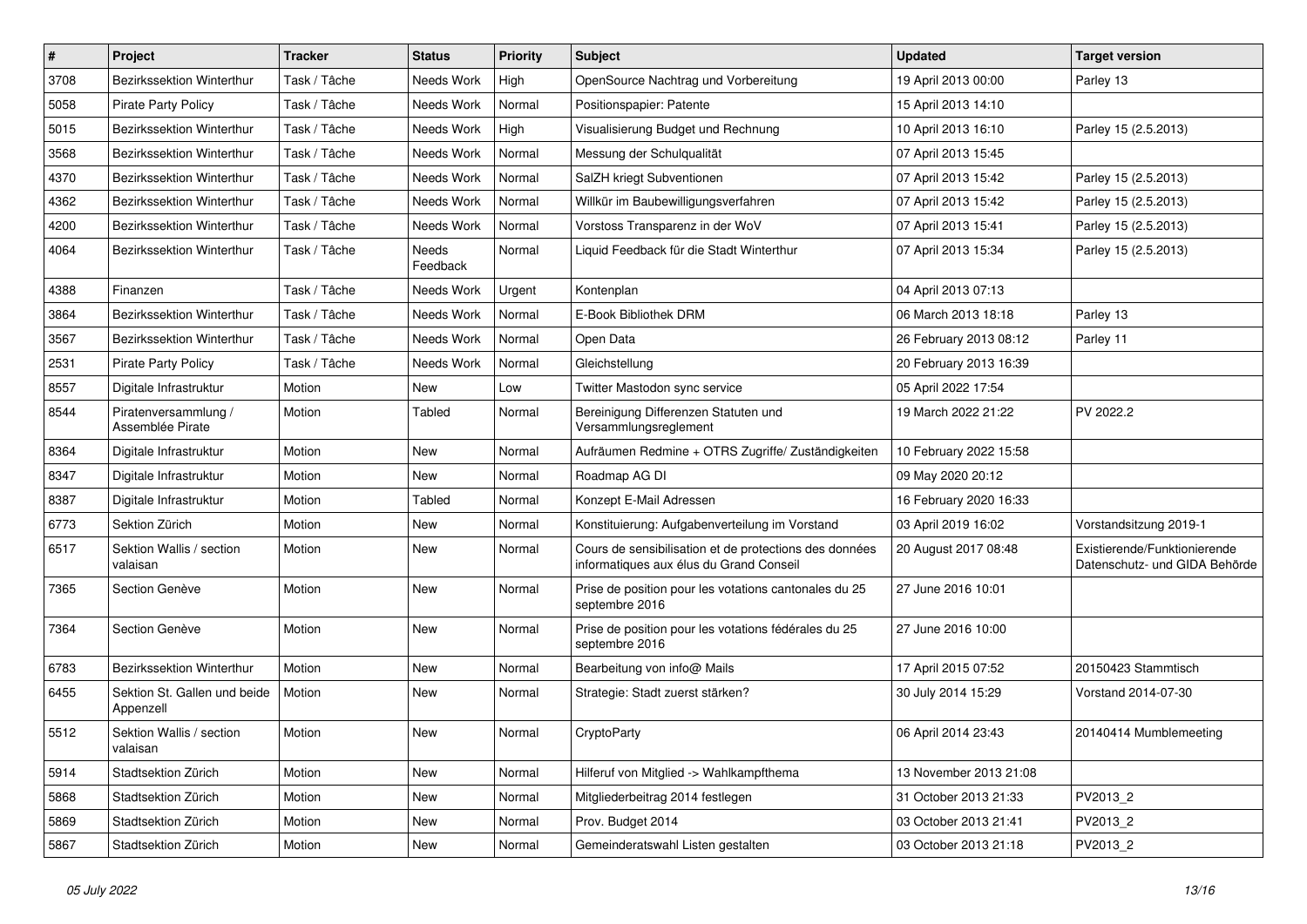| # | Project | Tracker | Status | Priority | Subject | Updated | Target version |
|---|---|---|---|---|---|---|---|
| 3708 | Bezirkssektion Winterthur | Task / Tâche | Needs Work | High | OpenSource Nachtrag und Vorbereitung | 19 April 2013 00:00 | Parley 13 |
| 5058 | Pirate Party Policy | Task / Tâche | Needs Work | Normal | Positionspapier: Patente | 15 April 2013 14:10 | |
| 5015 | Bezirkssektion Winterthur | Task / Tâche | Needs Work | High | Visualisierung Budget und Rechnung | 10 April 2013 16:10 | Parley 15 (2.5.2013) |
| 3568 | Bezirkssektion Winterthur | Task / Tâche | Needs Work | Normal | Messung der Schulqualität | 07 April 2013 15:45 | |
| 4370 | Bezirkssektion Winterthur | Task / Tâche | Needs Work | Normal | SalZH kriegt Subventionen | 07 April 2013 15:42 | Parley 15 (2.5.2013) |
| 4362 | Bezirkssektion Winterthur | Task / Tâche | Needs Work | Normal | Willkür im Baubewilligungsverfahren | 07 April 2013 15:42 | Parley 15 (2.5.2013) |
| 4200 | Bezirkssektion Winterthur | Task / Tâche | Needs Work | Normal | Vorstoss Transparenz in der WoV | 07 April 2013 15:41 | Parley 15 (2.5.2013) |
| 4064 | Bezirkssektion Winterthur | Task / Tâche | Needs Feedback | Normal | Liquid Feedback für die Stadt Winterthur | 07 April 2013 15:34 | Parley 15 (2.5.2013) |
| 4388 | Finanzen | Task / Tâche | Needs Work | Urgent | Kontenplan | 04 April 2013 07:13 | |
| 3864 | Bezirkssektion Winterthur | Task / Tâche | Needs Work | Normal | E-Book Bibliothek DRM | 06 March 2013 18:18 | Parley 13 |
| 3567 | Bezirkssektion Winterthur | Task / Tâche | Needs Work | Normal | Open Data | 26 February 2013 08:12 | Parley 11 |
| 2531 | Pirate Party Policy | Task / Tâche | Needs Work | Normal | Gleichstellung | 20 February 2013 16:39 | |
| 8557 | Digitale Infrastruktur | Motion | New | Low | Twitter Mastodon sync service | 05 April 2022 17:54 | |
| 8544 | Piratenversammlung / Assemblée Pirate | Motion | Tabled | Normal | Bereinigung Differenzen Statuten und Versammlungsreglement | 19 March 2022 21:22 | PV 2022.2 |
| 8364 | Digitale Infrastruktur | Motion | New | Normal | Aufräumen Redmine + OTRS Zugriffe/ Zuständigkeiten | 10 February 2022 15:58 | |
| 8347 | Digitale Infrastruktur | Motion | New | Normal | Roadmap AG DI | 09 May 2020 20:12 | |
| 8387 | Digitale Infrastruktur | Motion | Tabled | Normal | Konzept E-Mail Adressen | 16 February 2020 16:33 | |
| 6773 | Sektion Zürich | Motion | New | Normal | Konstituierung: Aufgabenverteilung im Vorstand | 03 April 2019 16:02 | Vorstandsitzung 2019-1 |
| 6517 | Sektion Wallis / section valaisan | Motion | New | Normal | Cours de sensibilisation et de protections des données informatiques aux élus du Grand Conseil | 20 August 2017 08:48 | Existierende/Funktionierende Datenschutz- und GIDA Behörde |
| 7365 | Section Genève | Motion | New | Normal | Prise de position pour les votations cantonales du 25 septembre 2016 | 27 June 2016 10:01 | |
| 7364 | Section Genève | Motion | New | Normal | Prise de position pour les votations fédérales du 25 septembre 2016 | 27 June 2016 10:00 | |
| 6783 | Bezirkssektion Winterthur | Motion | New | Normal | Bearbeitung von info@ Mails | 17 April 2015 07:52 | 20150423 Stammtisch |
| 6455 | Sektion St. Gallen und beide Appenzell | Motion | New | Normal | Strategie: Stadt zuerst stärken? | 30 July 2014 15:29 | Vorstand 2014-07-30 |
| 5512 | Sektion Wallis / section valaisan | Motion | New | Normal | CryptoParty | 06 April 2014 23:43 | 20140414 Mumblemeeting |
| 5914 | Stadtsektion Zürich | Motion | New | Normal | Hilferuf von Mitglied -> Wahlkampfthema | 13 November 2013 21:08 | |
| 5868 | Stadtsektion Zürich | Motion | New | Normal | Mitgliederbeitrag 2014 festlegen | 31 October 2013 21:33 | PV2013_2 |
| 5869 | Stadtsektion Zürich | Motion | New | Normal | Prov. Budget 2014 | 03 October 2013 21:41 | PV2013_2 |
| 5867 | Stadtsektion Zürich | Motion | New | Normal | Gemeinderatswahl Listen gestalten | 03 October 2013 21:18 | PV2013_2 |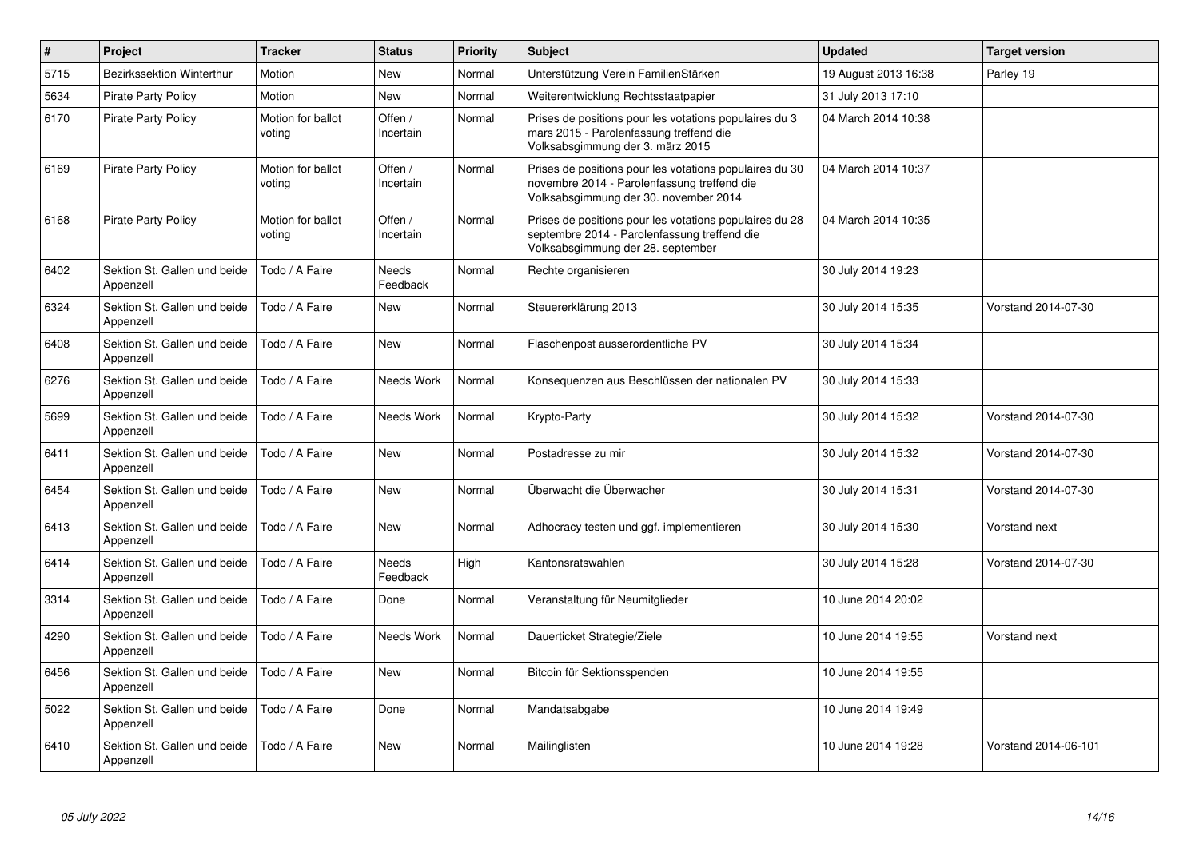| # | Project | Tracker | Status | Priority | Subject | Updated | Target version |
|---|---|---|---|---|---|---|---|
| 5715 | Bezirkssektion Winterthur | Motion | New | Normal | Unterstützung Verein FamilienStärken | 19 August 2013 16:38 | Parley 19 |
| 5634 | Pirate Party Policy | Motion | New | Normal | Weiterentwicklung Rechtsstaatpapier | 31 July 2013 17:10 | |
| 6170 | Pirate Party Policy | Motion for ballot voting | Offen / Incertain | Normal | Prises de positions pour les votations populaires du 3 mars 2015 - Parolenfassung treffend die Volksabsgimmung der 3. märz 2015 | 04 March 2014 10:38 | |
| 6169 | Pirate Party Policy | Motion for ballot voting | Offen / Incertain | Normal | Prises de positions pour les votations populaires du 30 novembre 2014 - Parolenfassung treffend die Volksabsgimmung der 30. november 2014 | 04 March 2014 10:37 | |
| 6168 | Pirate Party Policy | Motion for ballot voting | Offen / Incertain | Normal | Prises de positions pour les votations populaires du 28 septembre 2014 - Parolenfassung treffend die Volksabsgimmung der 28. september | 04 March 2014 10:35 | |
| 6402 | Sektion St. Gallen und beide Appenzell | Todo / A Faire | Needs Feedback | Normal | Rechte organisieren | 30 July 2014 19:23 | |
| 6324 | Sektion St. Gallen und beide Appenzell | Todo / A Faire | New | Normal | Steuererklärung 2013 | 30 July 2014 15:35 | Vorstand 2014-07-30 |
| 6408 | Sektion St. Gallen und beide Appenzell | Todo / A Faire | New | Normal | Flaschenpost ausserordentliche PV | 30 July 2014 15:34 | |
| 6276 | Sektion St. Gallen und beide Appenzell | Todo / A Faire | Needs Work | Normal | Konsequenzen aus Beschlüssen der nationalen PV | 30 July 2014 15:33 | |
| 5699 | Sektion St. Gallen und beide Appenzell | Todo / A Faire | Needs Work | Normal | Krypto-Party | 30 July 2014 15:32 | Vorstand 2014-07-30 |
| 6411 | Sektion St. Gallen und beide Appenzell | Todo / A Faire | New | Normal | Postadresse zu mir | 30 July 2014 15:32 | Vorstand 2014-07-30 |
| 6454 | Sektion St. Gallen und beide Appenzell | Todo / A Faire | New | Normal | Überwacht die Überwacher | 30 July 2014 15:31 | Vorstand 2014-07-30 |
| 6413 | Sektion St. Gallen und beide Appenzell | Todo / A Faire | New | Normal | Adhocracy testen und ggf. implementieren | 30 July 2014 15:30 | Vorstand next |
| 6414 | Sektion St. Gallen und beide Appenzell | Todo / A Faire | Needs Feedback | High | Kantonsratswahlen | 30 July 2014 15:28 | Vorstand 2014-07-30 |
| 3314 | Sektion St. Gallen und beide Appenzell | Todo / A Faire | Done | Normal | Veranstaltung für Neumitglieder | 10 June 2014 20:02 | |
| 4290 | Sektion St. Gallen und beide Appenzell | Todo / A Faire | Needs Work | Normal | Dauerticket Strategie/Ziele | 10 June 2014 19:55 | Vorstand next |
| 6456 | Sektion St. Gallen und beide Appenzell | Todo / A Faire | New | Normal | Bitcoin für Sektionsspenden | 10 June 2014 19:55 | |
| 5022 | Sektion St. Gallen und beide Appenzell | Todo / A Faire | Done | Normal | Mandatsabgabe | 10 June 2014 19:49 | |
| 6410 | Sektion St. Gallen und beide Appenzell | Todo / A Faire | New | Normal | Mailinglisten | 10 June 2014 19:28 | Vorstand 2014-06-101 |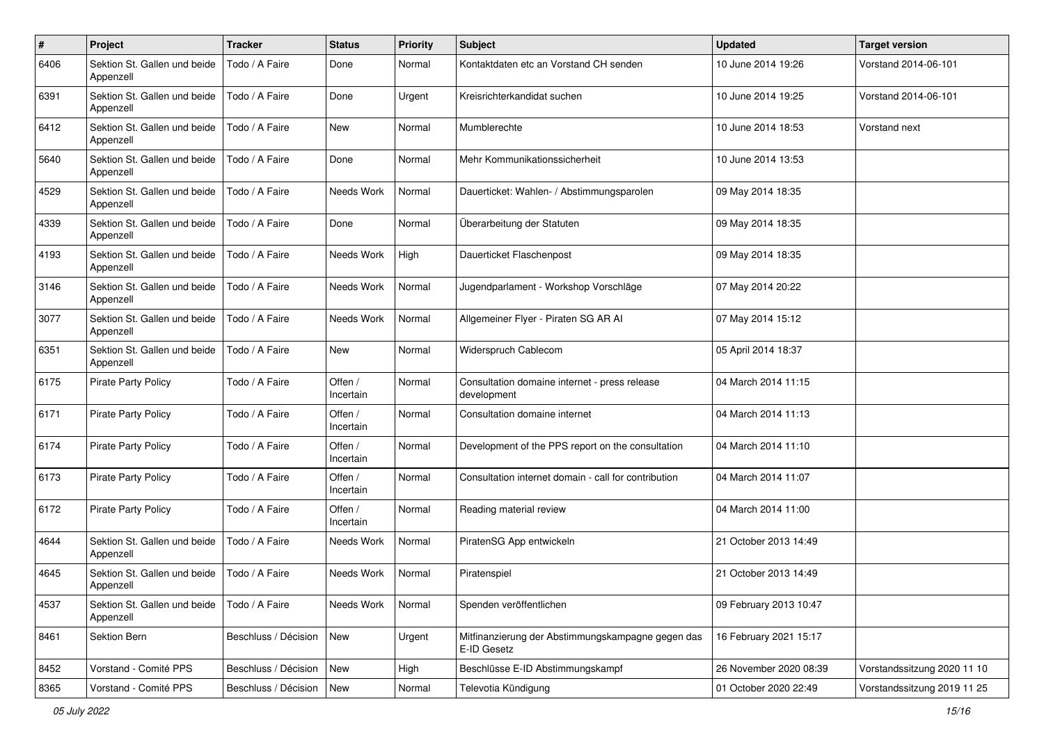| # | Project | Tracker | Status | Priority | Subject | Updated | Target version |
|---|---|---|---|---|---|---|---|
| 6406 | Sektion St. Gallen und beide Appenzell | Todo / A Faire | Done | Normal | Kontaktdaten etc an Vorstand CH senden | 10 June 2014 19:26 | Vorstand 2014-06-101 |
| 6391 | Sektion St. Gallen und beide Appenzell | Todo / A Faire | Done | Urgent | Kreisrichterkandidat suchen | 10 June 2014 19:25 | Vorstand 2014-06-101 |
| 6412 | Sektion St. Gallen und beide Appenzell | Todo / A Faire | New | Normal | Mumblerechte | 10 June 2014 18:53 | Vorstand next |
| 5640 | Sektion St. Gallen und beide Appenzell | Todo / A Faire | Done | Normal | Mehr Kommunikationssicherheit | 10 June 2014 13:53 | |
| 4529 | Sektion St. Gallen und beide Appenzell | Todo / A Faire | Needs Work | Normal | Dauerticket: Wahlen- / Abstimmungsparolen | 09 May 2014 18:35 | |
| 4339 | Sektion St. Gallen und beide Appenzell | Todo / A Faire | Done | Normal | Überarbeitung der Statuten | 09 May 2014 18:35 | |
| 4193 | Sektion St. Gallen und beide Appenzell | Todo / A Faire | Needs Work | High | Dauerticket Flaschenpost | 09 May 2014 18:35 | |
| 3146 | Sektion St. Gallen und beide Appenzell | Todo / A Faire | Needs Work | Normal | Jugendparlament - Workshop Vorschläge | 07 May 2014 20:22 | |
| 3077 | Sektion St. Gallen und beide Appenzell | Todo / A Faire | Needs Work | Normal | Allgemeiner Flyer - Piraten SG AR AI | 07 May 2014 15:12 | |
| 6351 | Sektion St. Gallen und beide Appenzell | Todo / A Faire | New | Normal | Widerspruch Cablecom | 05 April 2014 18:37 | |
| 6175 | Pirate Party Policy | Todo / A Faire | Offen / Incertain | Normal | Consultation domaine internet - press release development | 04 March 2014 11:15 | |
| 6171 | Pirate Party Policy | Todo / A Faire | Offen / Incertain | Normal | Consultation domaine internet | 04 March 2014 11:13 | |
| 6174 | Pirate Party Policy | Todo / A Faire | Offen / Incertain | Normal | Development of the PPS report on the consultation | 04 March 2014 11:10 | |
| 6173 | Pirate Party Policy | Todo / A Faire | Offen / Incertain | Normal | Consultation internet domain - call for contribution | 04 March 2014 11:07 | |
| 6172 | Pirate Party Policy | Todo / A Faire | Offen / Incertain | Normal | Reading material review | 04 March 2014 11:00 | |
| 4644 | Sektion St. Gallen und beide Appenzell | Todo / A Faire | Needs Work | Normal | PiratenSG App entwickeln | 21 October 2013 14:49 | |
| 4645 | Sektion St. Gallen und beide Appenzell | Todo / A Faire | Needs Work | Normal | Piratenspiel | 21 October 2013 14:49 | |
| 4537 | Sektion St. Gallen und beide Appenzell | Todo / A Faire | Needs Work | Normal | Spenden veröffentlichen | 09 February 2013 10:47 | |
| 8461 | Sektion Bern | Beschluss / Décision | New | Urgent | Mitfinanzierung der Abstimmungskampagne gegen das E-ID Gesetz | 16 February 2021 15:17 | |
| 8452 | Vorstand - Comité PPS | Beschluss / Décision | New | High | Beschlüsse E-ID Abstimmungskampf | 26 November 2020 08:39 | Vorstandssitzung 2020 11 10 |
| 8365 | Vorstand - Comité PPS | Beschluss / Décision | New | Normal | Televotia Kündigung | 01 October 2020 22:49 | Vorstandssitzung 2019 11 25 |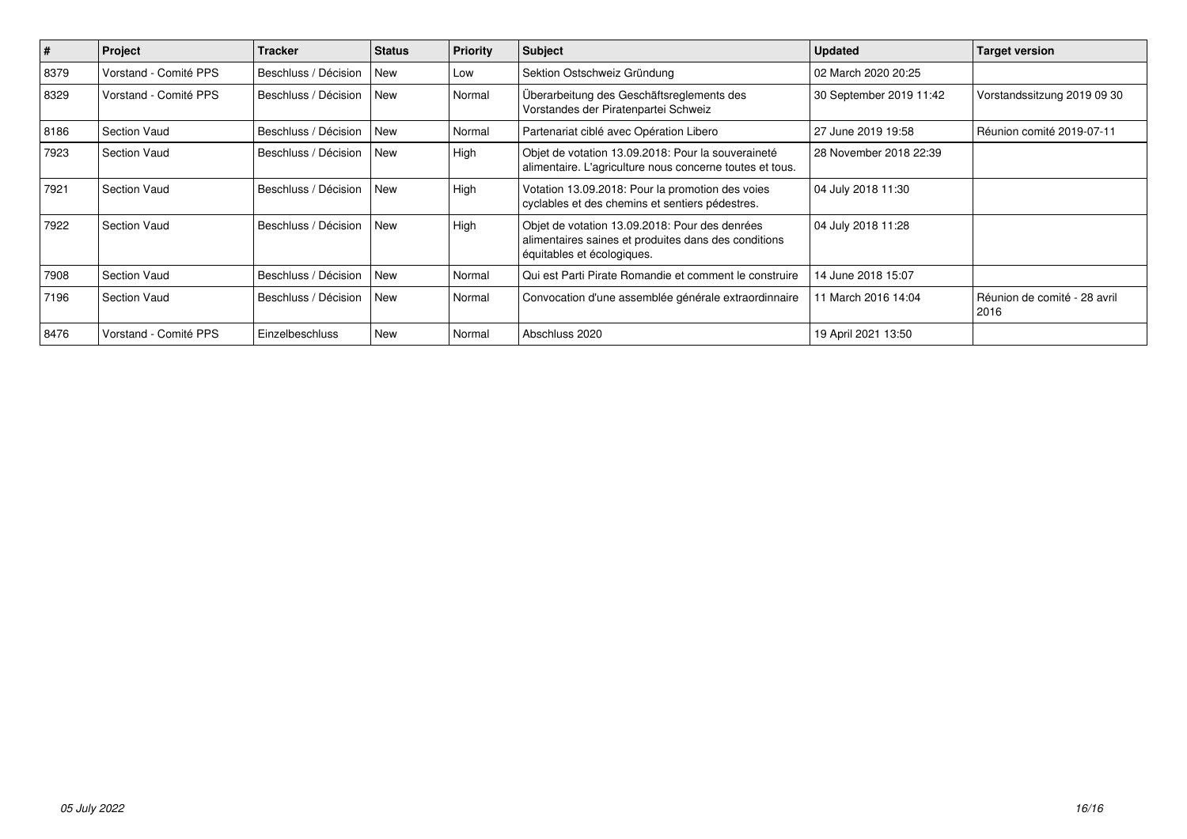| # | Project | Tracker | Status | Priority | Subject | Updated | Target version |
|---|---|---|---|---|---|---|---|
| 8379 | Vorstand - Comité PPS | Beschluss / Décision | New | Low | Sektion Ostschweiz Gründung | 02 March 2020 20:25 | |
| 8329 | Vorstand - Comité PPS | Beschluss / Décision | New | Normal | Überarbeitung des Geschäftsreglements des Vorstandes der Piratenpartei Schweiz | 30 September 2019 11:42 | Vorstandssitzung 2019 09 30 |
| 8186 | Section Vaud | Beschluss / Décision | New | Normal | Partenariat ciblé avec Opération Libero | 27 June 2019 19:58 | Réunion comité 2019-07-11 |
| 7923 | Section Vaud | Beschluss / Décision | New | High | Objet de votation 13.09.2018: Pour la souveraineté alimentaire. L'agriculture nous concerne toutes et tous. | 28 November 2018 22:39 | |
| 7921 | Section Vaud | Beschluss / Décision | New | High | Votation 13.09.2018: Pour la promotion des voies cyclables et des chemins et sentiers pédestres. | 04 July 2018 11:30 | |
| 7922 | Section Vaud | Beschluss / Décision | New | High | Objet de votation 13.09.2018: Pour des denrées alimentaires saines et produites dans des conditions équitables et écologiques. | 04 July 2018 11:28 | |
| 7908 | Section Vaud | Beschluss / Décision | New | Normal | Qui est Parti Pirate Romandie et comment le construire | 14 June 2018 15:07 | |
| 7196 | Section Vaud | Beschluss / Décision | New | Normal | Convocation d'une assemblée générale extraordinnaire | 11 March 2016 14:04 | Réunion de comité - 28 avril 2016 |
| 8476 | Vorstand - Comité PPS | Einzelbeschluss | New | Normal | Abschluss 2020 | 19 April 2021 13:50 | |

*05 July 2022*